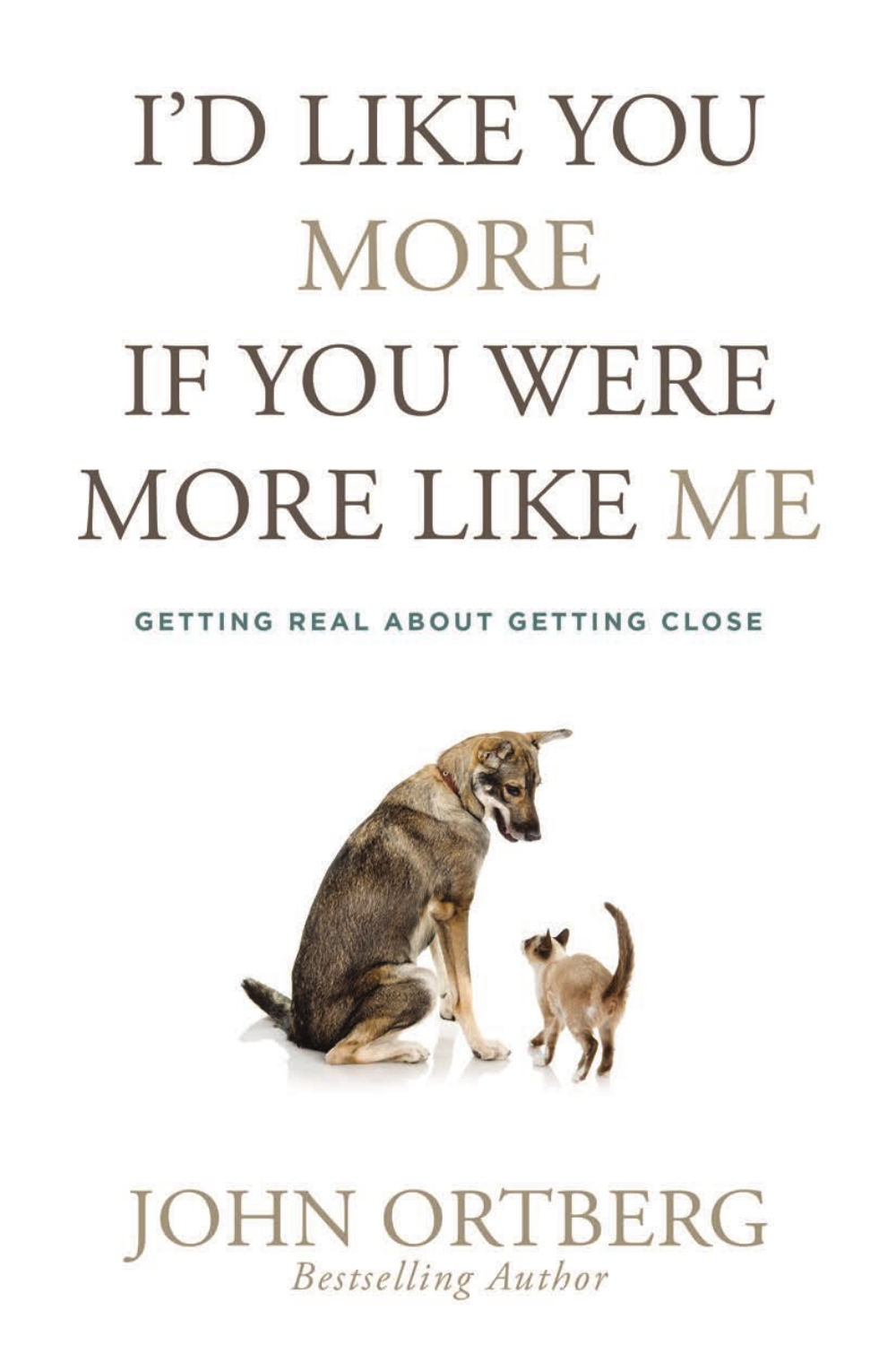# I'D LIKE YOU MORE IF YOU WERE MORE LIKE ME

## GETTING REAL ABOUT GETTING CLOSE

JOHN ORTBERG

*Bestselling Author*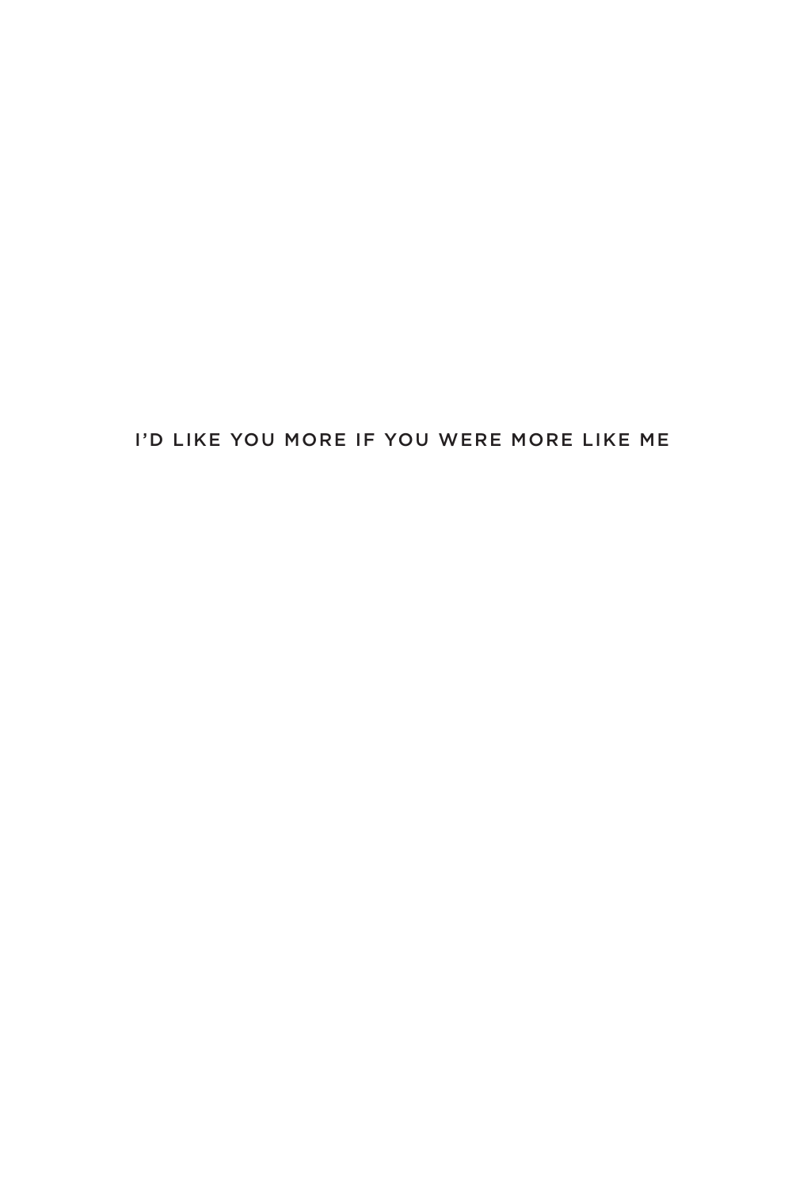I'D LIKE YOU MORE IF YOU WERE MORE LIKE ME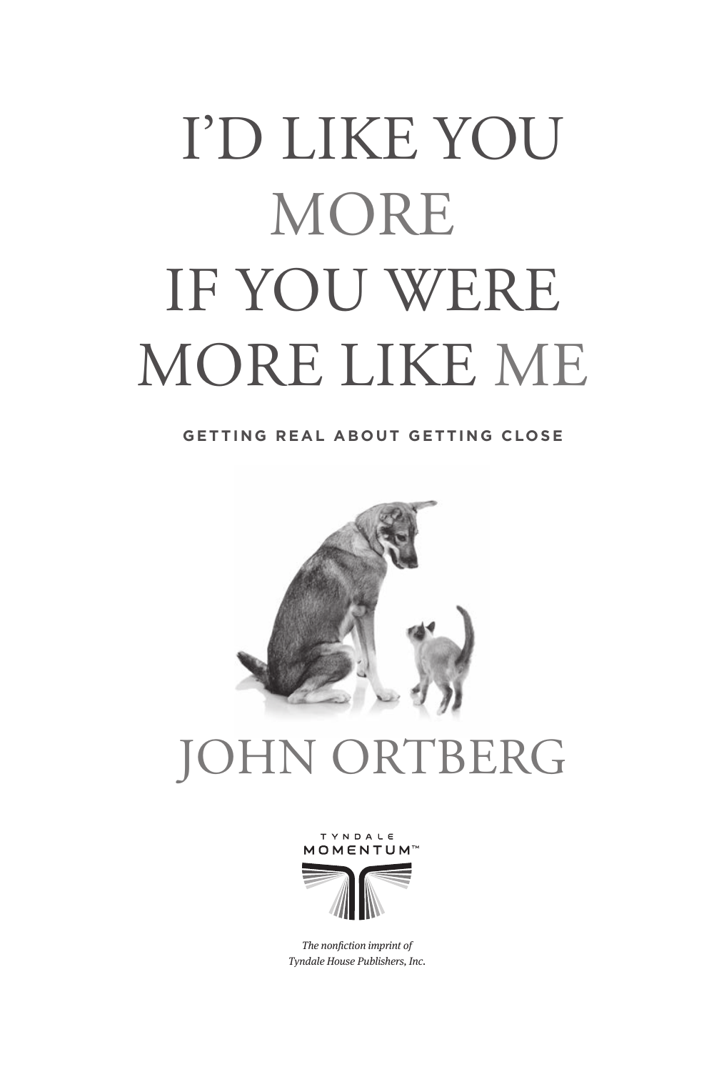# I'D LIKE YOU MORE IF YOU WERE MORE LIKE ME

**GETTING REAL ABOUT GETTING CLOSE**

JOHN ORTBERG

TYNDALE MOMENTUM™

*The nonfiction imprint of Tyndale House Publishers, Inc.*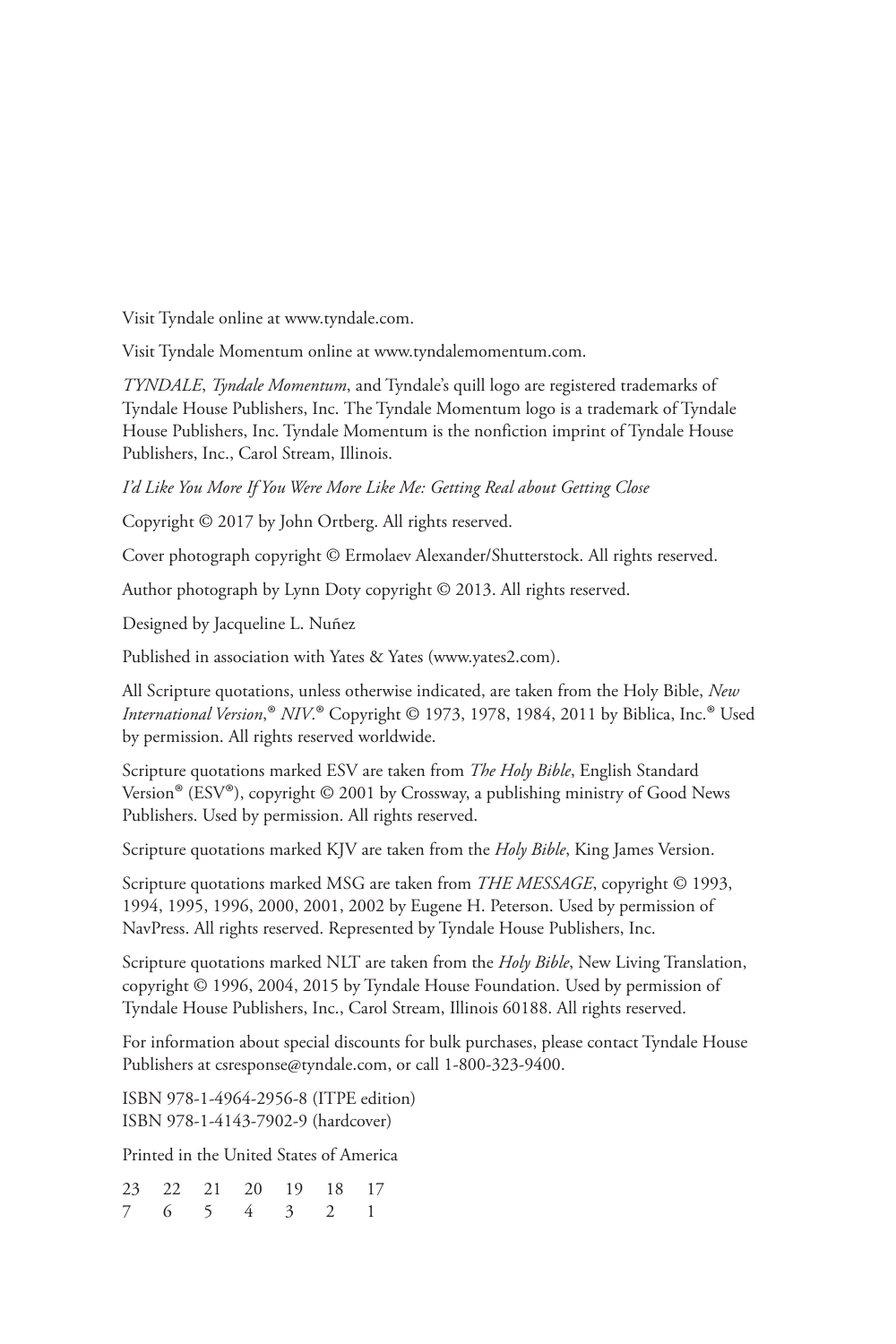Visit Tyndale online at www.tyndale.com.

Visit Tyndale Momentum online at www.tyndalemomentum.com.

*TYNDALE*, *Tyndale Momentum*, and Tyndale's quill logo are registered trademarks of Tyndale House Publishers, Inc. The Tyndale Momentum logo is a trademark of Tyndale House Publishers, Inc. Tyndale Momentum is the nonfiction imprint of Tyndale House Publishers, Inc., Carol Stream, Illinois.

*I'd Like You More If You Were More Like Me: Getting Real about Getting Close*

Copyright © 2017 by John Ortberg. All rights reserved.

Cover photograph copyright © Ermolaev Alexander/Shutterstock. All rights reserved.

Author photograph by Lynn Doty copyright © 2013. All rights reserved.

Designed by Jacqueline L. Nuñez

Published in association with Yates & Yates (www.yates2.com).

All Scripture quotations, unless otherwise indicated, are taken from the Holy Bible, *New International Version*,® *NIV*.® Copyright © 1973, 1978, 1984, 2011 by Biblica, Inc.® Used by permission. All rights reserved worldwide.

Scripture quotations marked ESV are taken from *The Holy Bible*, English Standard Version® (ESV®), copyright © 2001 by Crossway, a publishing ministry of Good News Publishers. Used by permission. All rights reserved.

Scripture quotations marked KJV are taken from the *Holy Bible*, King James Version.

Scripture quotations marked MSG are taken from *THE MESSAGE*, copyright © 1993, 1994, 1995, 1996, 2000, 2001, 2002 by Eugene H. Peterson. Used by permission of NavPress. All rights reserved. Represented by Tyndale House Publishers, Inc.

Scripture quotations marked NLT are taken from the *Holy Bible*, New Living Translation, copyright © 1996, 2004, 2015 by Tyndale House Foundation. Used by permission of Tyndale House Publishers, Inc., Carol Stream, Illinois 60188. All rights reserved.

For information about special discounts for bulk purchases, please contact Tyndale House Publishers at csresponse@tyndale.com, or call 1-800-323-9400.

ISBN 978-1-4964-2956-8 (ITPE edition)
ISBN 978-1-4143-7902-9 (hardcover)

Printed in the United States of America

23 22 21 20 19 18 17
7 6 5 4 3 2 1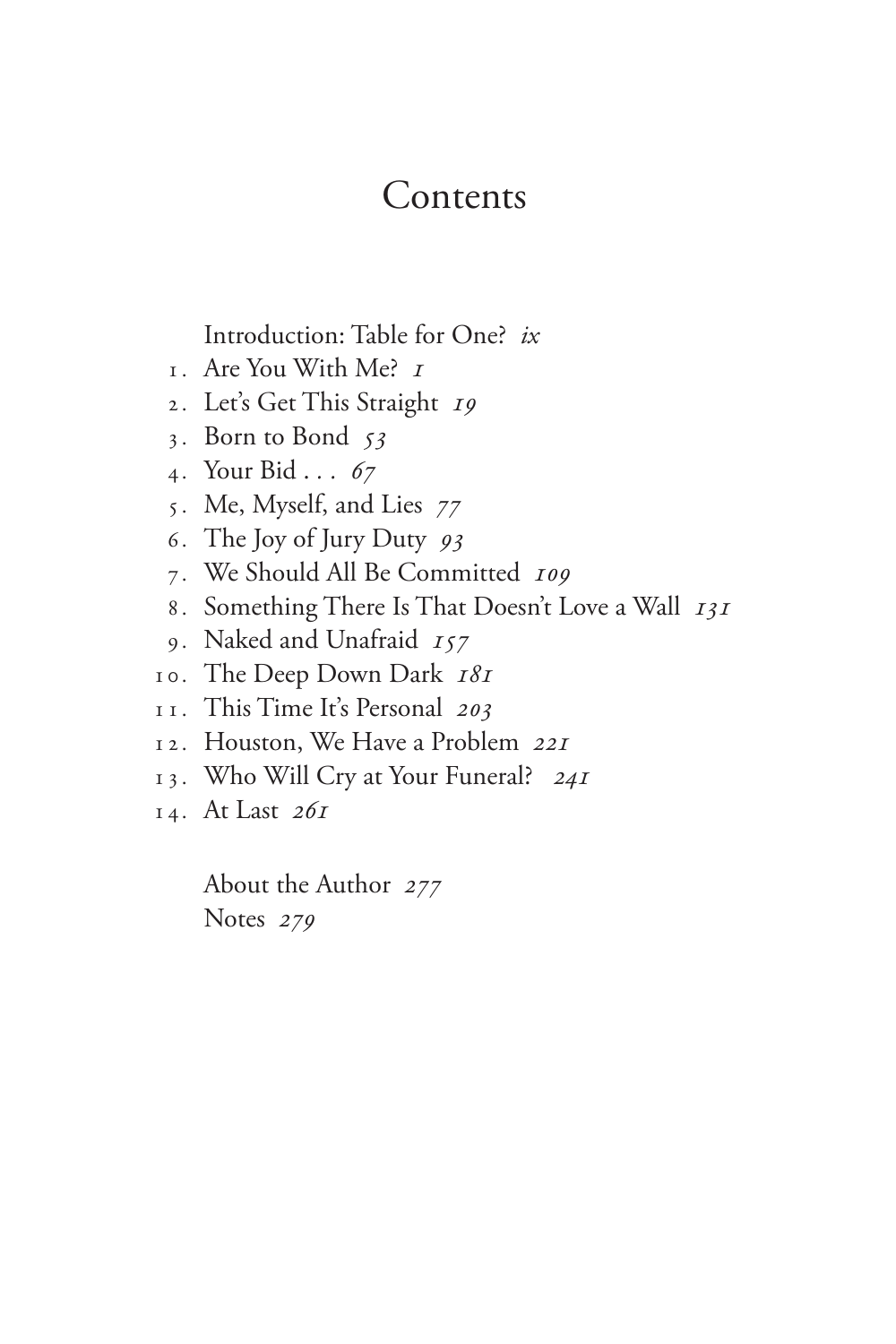# Contents

Introduction: Table for One? *ix*

1. Are You With Me? *1*
2. Let's Get This Straight *19*
3. Born to Bond *53*
4. Your Bid . . . *67*
5. Me, Myself, and Lies *77*
6. The Joy of Jury Duty *93*
7. We Should All Be Committed *109*
8. Something There Is That Doesn't Love a Wall *131*
9. Naked and Unafraid *157*
10. The Deep Down Dark *181*
11. This Time It's Personal *203*
12. Houston, We Have a Problem *221*
13. Who Will Cry at Your Funeral? *241*
14. At Last *261*

About the Author *277*
Notes *279*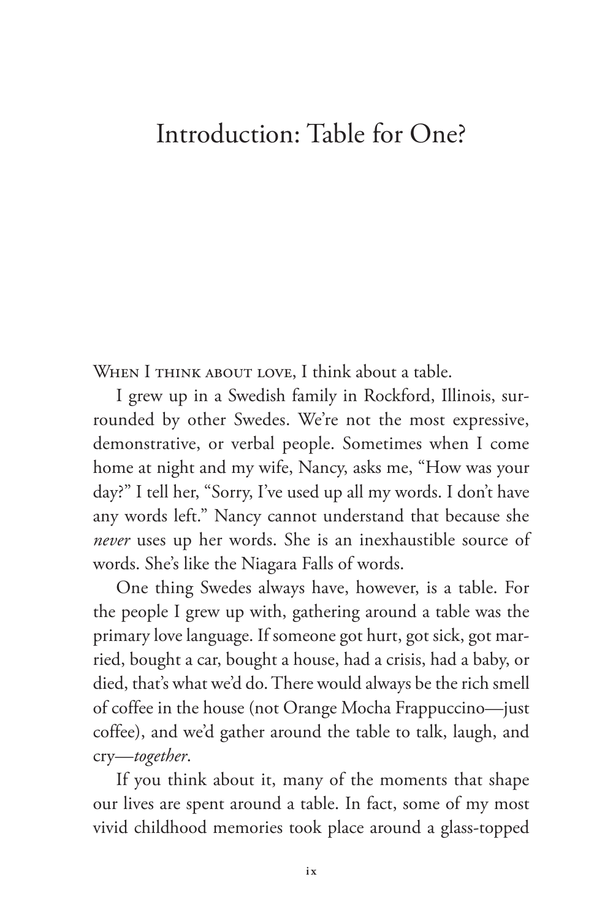# Introduction: Table for One?

When I think about love, I think about a table.

I grew up in a Swedish family in Rockford, Illinois, surrounded by other Swedes. We're not the most expressive, demonstrative, or verbal people. Sometimes when I come home at night and my wife, Nancy, asks me, "How was your day?" I tell her, "Sorry, I've used up all my words. I don't have any words left." Nancy cannot understand that because she *never* uses up her words. She is an inexhaustible source of words. She's like the Niagara Falls of words.

One thing Swedes always have, however, is a table. For the people I grew up with, gathering around a table was the primary love language. If someone got hurt, got sick, got married, bought a car, bought a house, had a crisis, had a baby, or died, that's what we'd do. There would always be the rich smell of coffee in the house (not Orange Mocha Frappuccino—just coffee), and we'd gather around the table to talk, laugh, and cry—*together*.

If you think about it, many of the moments that shape our lives are spent around a table. In fact, some of my most vivid childhood memories took place around a glass-topped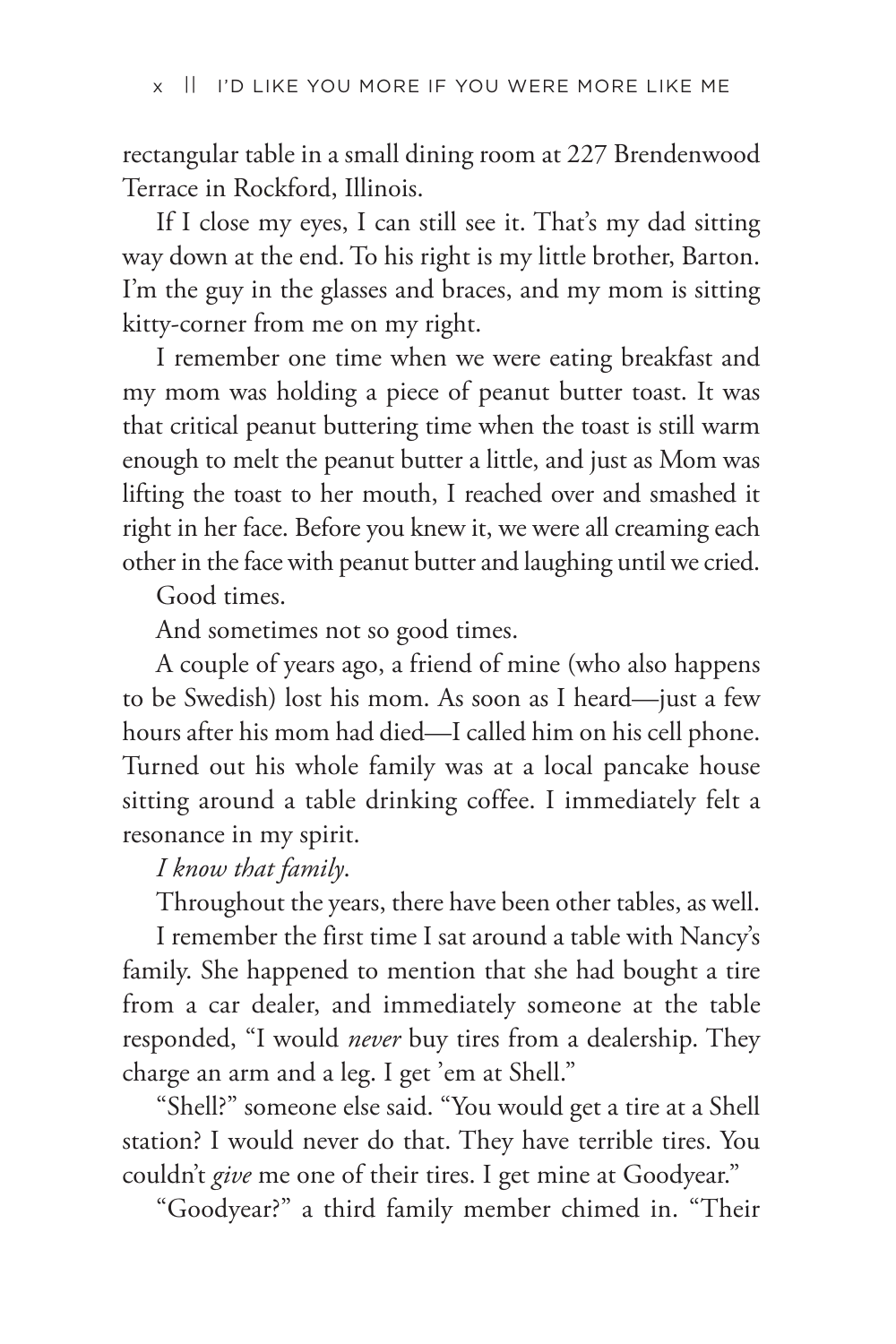rectangular table in a small dining room at 227 Brendenwood Terrace in Rockford, Illinois.

If I close my eyes, I can still see it. That's my dad sitting way down at the end. To his right is my little brother, Barton. I'm the guy in the glasses and braces, and my mom is sitting kitty-corner from me on my right.

I remember one time when we were eating breakfast and my mom was holding a piece of peanut butter toast. It was that critical peanut buttering time when the toast is still warm enough to melt the peanut butter a little, and just as Mom was lifting the toast to her mouth, I reached over and smashed it right in her face. Before you knew it, we were all creaming each other in the face with peanut butter and laughing until we cried.

Good times.

And sometimes not so good times.

A couple of years ago, a friend of mine (who also happens to be Swedish) lost his mom. As soon as I heard—just a few hours after his mom had died—I called him on his cell phone. Turned out his whole family was at a local pancake house sitting around a table drinking coffee. I immediately felt a resonance in my spirit.

*I know that family*.

Throughout the years, there have been other tables, as well.

I remember the first time I sat around a table with Nancy's family. She happened to mention that she had bought a tire from a car dealer, and immediately someone at the table responded, "I would *never* buy tires from a dealership. They charge an arm and a leg. I get 'em at Shell."

"Shell?" someone else said. "You would get a tire at a Shell station? I would never do that. They have terrible tires. You couldn't *give* me one of their tires. I get mine at Goodyear."

"Goodyear?" a third family member chimed in. "Their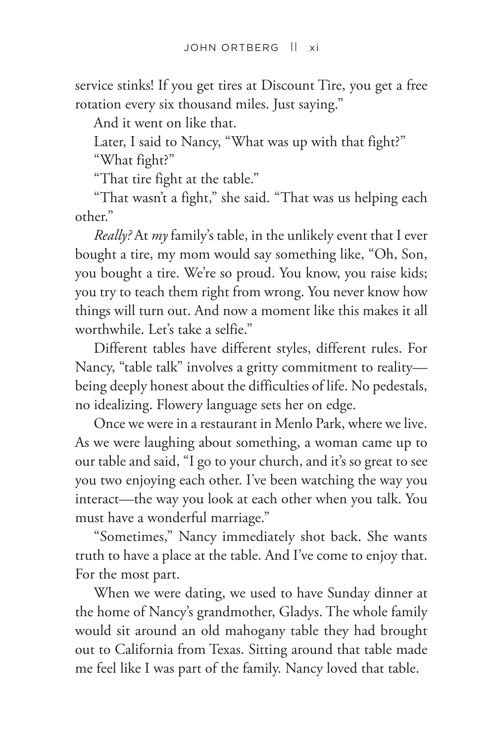service stinks! If you get tires at Discount Tire, you get a free rotation every six thousand miles. Just saying."

And it went on like that.

Later, I said to Nancy, "What was up with that fight?"

"What fight?"

"That tire fight at the table."

"That wasn't a fight," she said. "That was us helping each other."

*Really?* At *my* family's table, in the unlikely event that I ever bought a tire, my mom would say something like, "Oh, Son, you bought a tire. We're so proud. You know, you raise kids; you try to teach them right from wrong. You never know how things will turn out. And now a moment like this makes it all worthwhile. Let's take a selfie."

Different tables have different styles, different rules. For Nancy, "table talk" involves a gritty commitment to reality—being deeply honest about the difficulties of life. No pedestals, no idealizing. Flowery language sets her on edge.

Once we were in a restaurant in Menlo Park, where we live. As we were laughing about something, a woman came up to our table and said, "I go to your church, and it's so great to see you two enjoying each other. I've been watching the way you interact—the way you look at each other when you talk. You must have a wonderful marriage."

"Sometimes," Nancy immediately shot back. She wants truth to have a place at the table. And I've come to enjoy that. For the most part.

When we were dating, we used to have Sunday dinner at the home of Nancy's grandmother, Gladys. The whole family would sit around an old mahogany table they had brought out to California from Texas. Sitting around that table made me feel like I was part of the family. Nancy loved that table.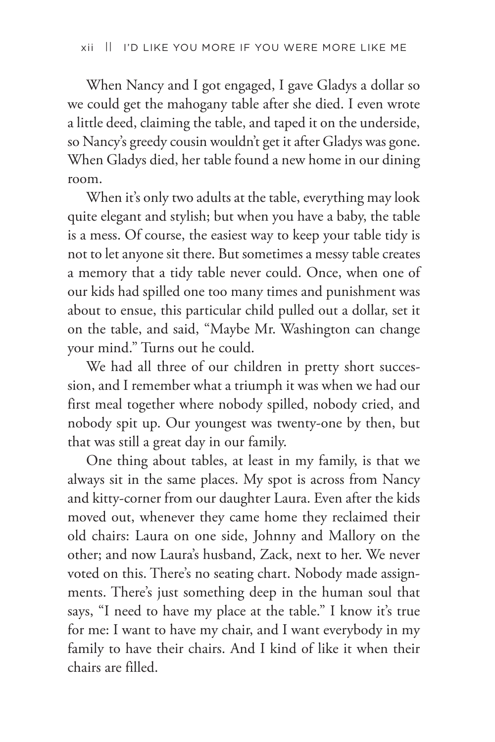When Nancy and I got engaged, I gave Gladys a dollar so we could get the mahogany table after she died. I even wrote a little deed, claiming the table, and taped it on the underside, so Nancy's greedy cousin wouldn't get it after Gladys was gone. When Gladys died, her table found a new home in our dining room.

When it's only two adults at the table, everything may look quite elegant and stylish; but when you have a baby, the table is a mess. Of course, the easiest way to keep your table tidy is not to let anyone sit there. But sometimes a messy table creates a memory that a tidy table never could. Once, when one of our kids had spilled one too many times and punishment was about to ensue, this particular child pulled out a dollar, set it on the table, and said, "Maybe Mr. Washington can change your mind." Turns out he could.

We had all three of our children in pretty short succession, and I remember what a triumph it was when we had our first meal together where nobody spilled, nobody cried, and nobody spit up. Our youngest was twenty-one by then, but that was still a great day in our family.

One thing about tables, at least in my family, is that we always sit in the same places. My spot is across from Nancy and kitty-corner from our daughter Laura. Even after the kids moved out, whenever they came home they reclaimed their old chairs: Laura on one side, Johnny and Mallory on the other; and now Laura's husband, Zack, next to her. We never voted on this. There's no seating chart. Nobody made assignments. There's just something deep in the human soul that says, "I need to have my place at the table." I know it's true for me: I want to have my chair, and I want everybody in my family to have their chairs. And I kind of like it when their chairs are filled.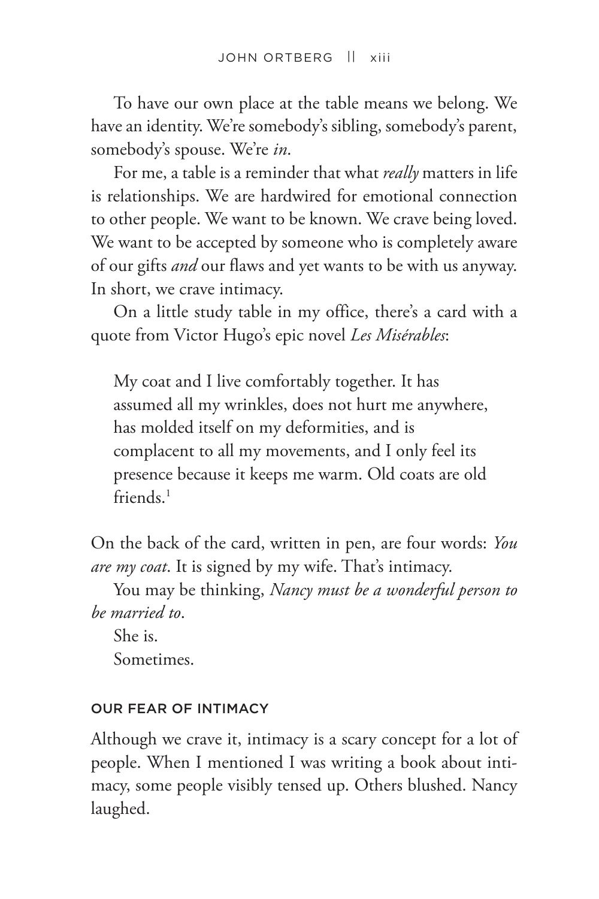To have our own place at the table means we belong. We have an identity. We're somebody's sibling, somebody's parent, somebody's spouse. We're *in*.

For me, a table is a reminder that what *really* matters in life is relationships. We are hardwired for emotional connection to other people. We want to be known. We crave being loved. We want to be accepted by someone who is completely aware of our gifts *and* our flaws and yet wants to be with us anyway. In short, we crave intimacy.

On a little study table in my office, there's a card with a quote from Victor Hugo's epic novel *Les Misérables*:

> My coat and I live comfortably together. It has assumed all my wrinkles, does not hurt me anywhere, has molded itself on my deformities, and is complacent to all my movements, and I only feel its presence because it keeps me warm. Old coats are old friends.[1]

On the back of the card, written in pen, are four words: *You are my coat*. It is signed by my wife. That's intimacy.

You may be thinking, *Nancy must be a wonderful person to be married to*.

She is.

Sometimes.

## OUR FEAR OF INTIMACY

Although we crave it, intimacy is a scary concept for a lot of people. When I mentioned I was writing a book about intimacy, some people visibly tensed up. Others blushed. Nancy laughed.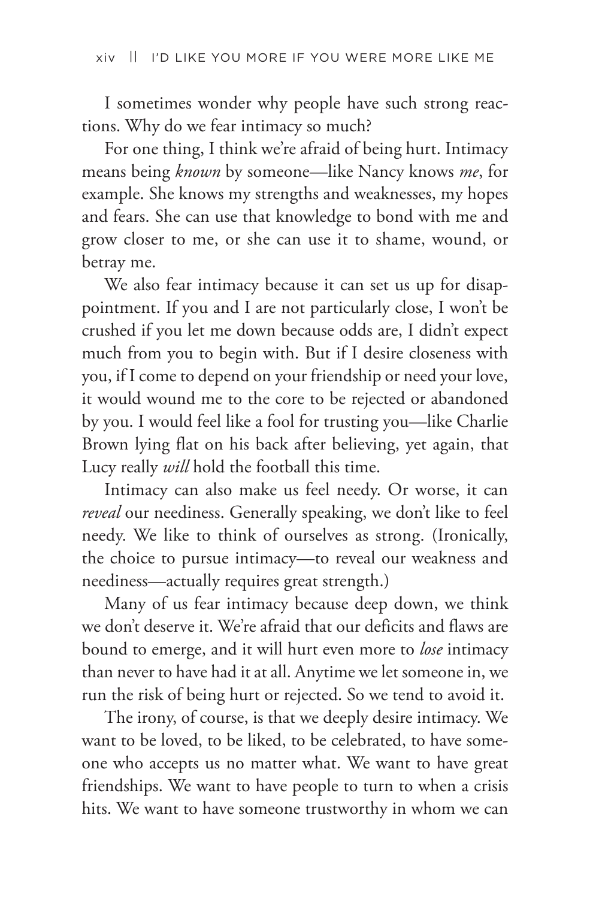I sometimes wonder why people have such strong reactions. Why do we fear intimacy so much?

For one thing, I think we're afraid of being hurt. Intimacy means being *known* by someone—like Nancy knows *me*, for example. She knows my strengths and weaknesses, my hopes and fears. She can use that knowledge to bond with me and grow closer to me, or she can use it to shame, wound, or betray me.

We also fear intimacy because it can set us up for disappointment. If you and I are not particularly close, I won't be crushed if you let me down because odds are, I didn't expect much from you to begin with. But if I desire closeness with you, if I come to depend on your friendship or need your love, it would wound me to the core to be rejected or abandoned by you. I would feel like a fool for trusting you—like Charlie Brown lying flat on his back after believing, yet again, that Lucy really *will* hold the football this time.

Intimacy can also make us feel needy. Or worse, it can *reveal* our neediness. Generally speaking, we don't like to feel needy. We like to think of ourselves as strong. (Ironically, the choice to pursue intimacy—to reveal our weakness and neediness—actually requires great strength.)

Many of us fear intimacy because deep down, we think we don't deserve it. We're afraid that our deficits and flaws are bound to emerge, and it will hurt even more to *lose* intimacy than never to have had it at all. Anytime we let someone in, we run the risk of being hurt or rejected. So we tend to avoid it.

The irony, of course, is that we deeply desire intimacy. We want to be loved, to be liked, to be celebrated, to have someone who accepts us no matter what. We want to have great friendships. We want to have people to turn to when a crisis hits. We want to have someone trustworthy in whom we can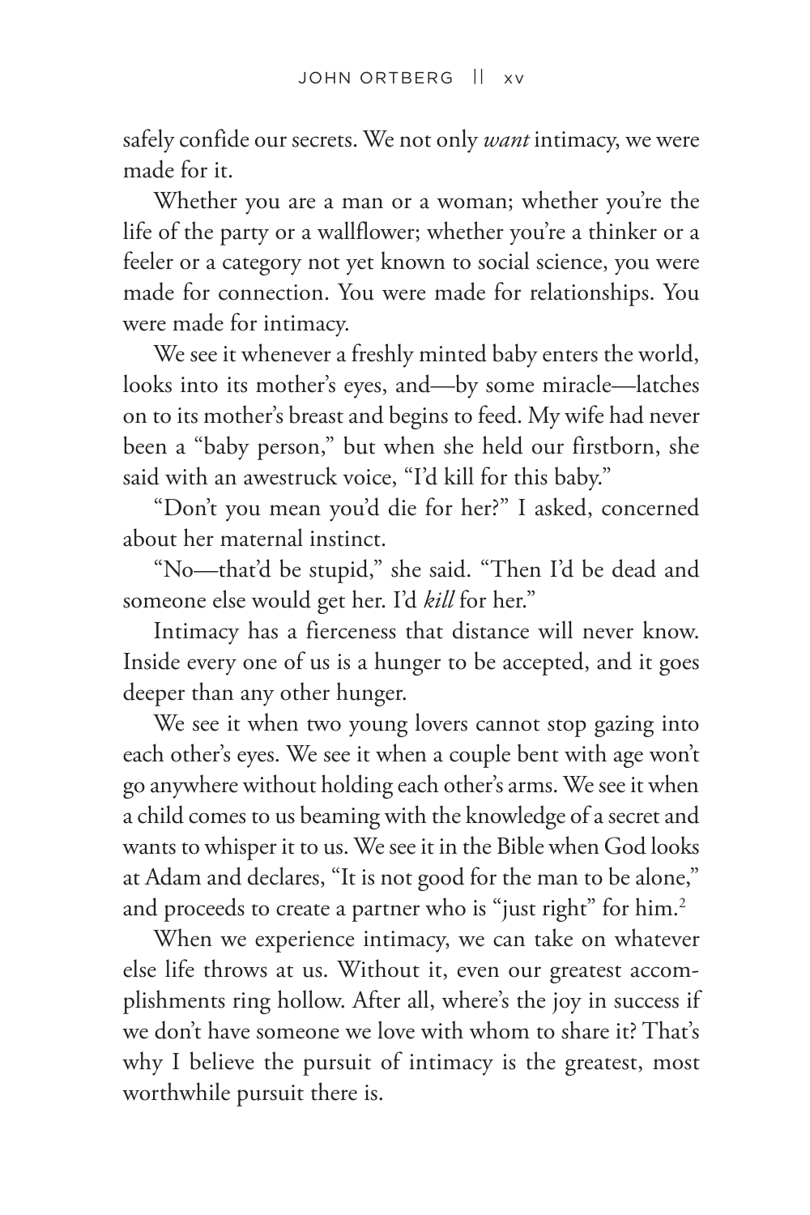safely confide our secrets. We not only *want* intimacy, we were made for it.

Whether you are a man or a woman; whether you're the life of the party or a wallflower; whether you're a thinker or a feeler or a category not yet known to social science, you were made for connection. You were made for relationships. You were made for intimacy.

We see it whenever a freshly minted baby enters the world, looks into its mother's eyes, and—by some miracle—latches on to its mother's breast and begins to feed. My wife had never been a "baby person," but when she held our firstborn, she said with an awestruck voice, "I'd kill for this baby."

"Don't you mean you'd die for her?" I asked, concerned about her maternal instinct.

"No—that'd be stupid," she said. "Then I'd be dead and someone else would get her. I'd *kill* for her."

Intimacy has a fierceness that distance will never know. Inside every one of us is a hunger to be accepted, and it goes deeper than any other hunger.

We see it when two young lovers cannot stop gazing into each other's eyes. We see it when a couple bent with age won't go anywhere without holding each other's arms. We see it when a child comes to us beaming with the knowledge of a secret and wants to whisper it to us. We see it in the Bible when God looks at Adam and declares, "It is not good for the man to be alone," and proceeds to create a partner who is "just right" for him.[2]

When we experience intimacy, we can take on whatever else life throws at us. Without it, even our greatest accomplishments ring hollow. After all, where's the joy in success if we don't have someone we love with whom to share it? That's why I believe the pursuit of intimacy is the greatest, most worthwhile pursuit there is.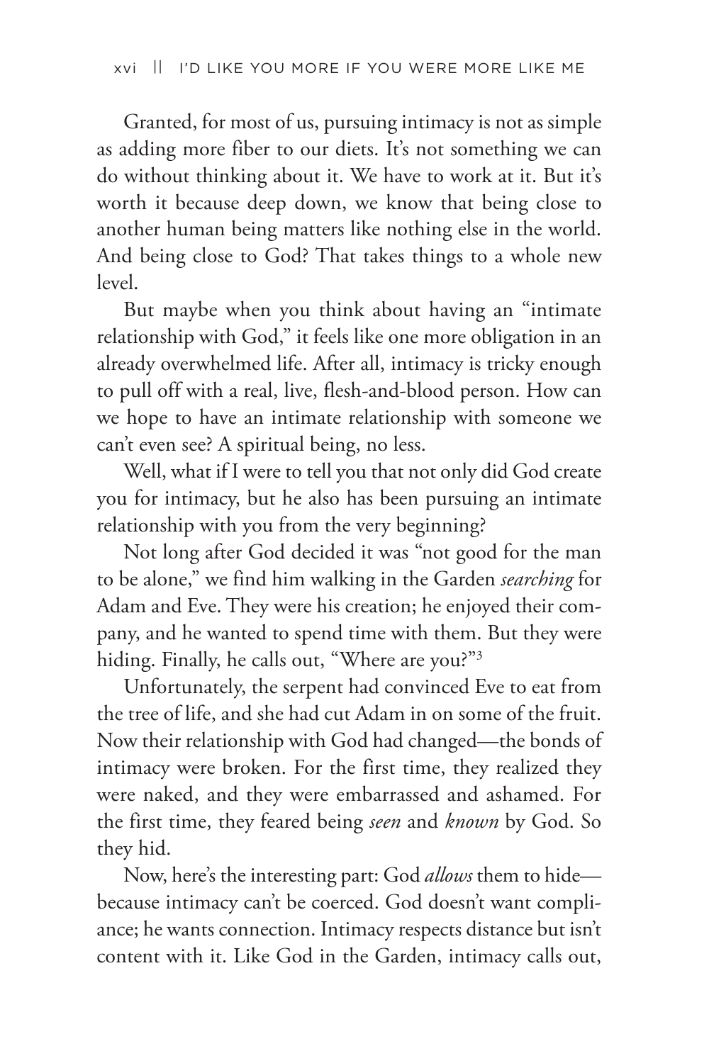Granted, for most of us, pursuing intimacy is not as simple as adding more fiber to our diets. It's not something we can do without thinking about it. We have to work at it. But it's worth it because deep down, we know that being close to another human being matters like nothing else in the world. And being close to God? That takes things to a whole new level.

But maybe when you think about having an "intimate relationship with God," it feels like one more obligation in an already overwhelmed life. After all, intimacy is tricky enough to pull off with a real, live, flesh-and-blood person. How can we hope to have an intimate relationship with someone we can't even see? A spiritual being, no less.

Well, what if I were to tell you that not only did God create you for intimacy, but he also has been pursuing an intimate relationship with you from the very beginning?

Not long after God decided it was "not good for the man to be alone," we find him walking in the Garden *searching* for Adam and Eve. They were his creation; he enjoyed their company, and he wanted to spend time with them. But they were hiding. Finally, he calls out, "Where are you?"[3]

Unfortunately, the serpent had convinced Eve to eat from the tree of life, and she had cut Adam in on some of the fruit. Now their relationship with God had changed—the bonds of intimacy were broken. For the first time, they realized they were naked, and they were embarrassed and ashamed. For the first time, they feared being *seen* and *known* by God. So they hid.

Now, here's the interesting part: God *allows* them to hide—because intimacy can't be coerced. God doesn't want compliance; he wants connection. Intimacy respects distance but isn't content with it. Like God in the Garden, intimacy calls out,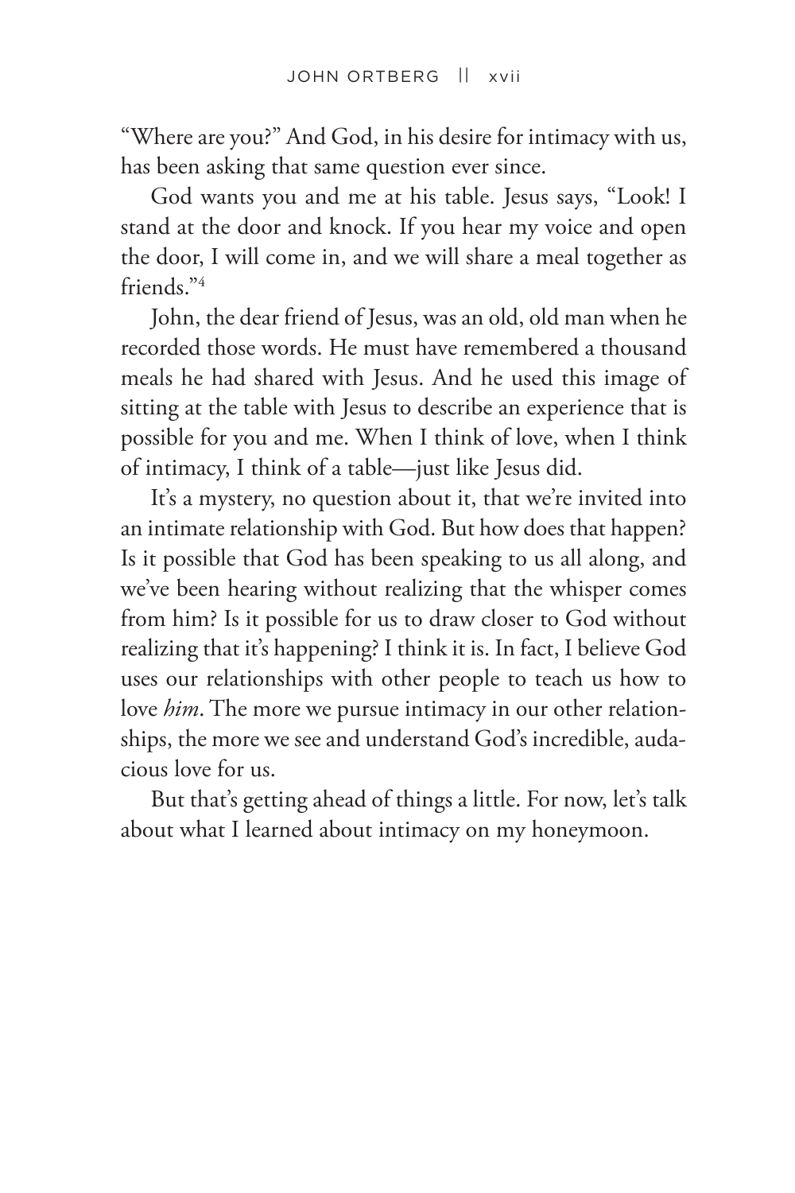"Where are you?" And God, in his desire for intimacy with us, has been asking that same question ever since.

God wants you and me at his table. Jesus says, "Look! I stand at the door and knock. If you hear my voice and open the door, I will come in, and we will share a meal together as friends."[4]

John, the dear friend of Jesus, was an old, old man when he recorded those words. He must have remembered a thousand meals he had shared with Jesus. And he used this image of sitting at the table with Jesus to describe an experience that is possible for you and me. When I think of love, when I think of intimacy, I think of a table—just like Jesus did.

It's a mystery, no question about it, that we're invited into an intimate relationship with God. But how does that happen? Is it possible that God has been speaking to us all along, and we've been hearing without realizing that the whisper comes from him? Is it possible for us to draw closer to God without realizing that it's happening? I think it is. In fact, I believe God uses our relationships with other people to teach us how to love *him*. The more we pursue intimacy in our other relationships, the more we see and understand God's incredible, audacious love for us.

But that's getting ahead of things a little. For now, let's talk about what I learned about intimacy on my honeymoon.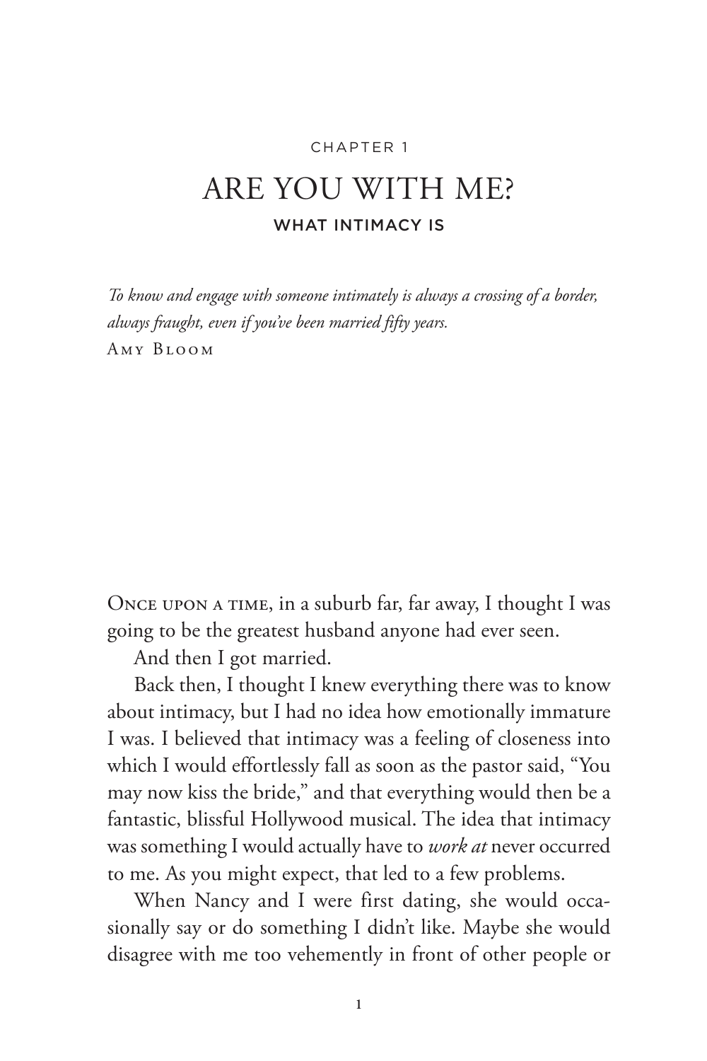CHAPTER 1

# ARE YOU WITH ME?

## WHAT INTIMACY IS

*To know and engage with someone intimately is always a crossing of a border, always fraught, even if you've been married fifty years.*
Amy Bloom

Once upon a time, in a suburb far, far away, I thought I was going to be the greatest husband anyone had ever seen.

And then I got married.

Back then, I thought I knew everything there was to know about intimacy, but I had no idea how emotionally immature I was. I believed that intimacy was a feeling of closeness into which I would effortlessly fall as soon as the pastor said, "You may now kiss the bride," and that everything would then be a fantastic, blissful Hollywood musical. The idea that intimacy was something I would actually have to *work at* never occurred to me. As you might expect, that led to a few problems.

When Nancy and I were first dating, she would occasionally say or do something I didn't like. Maybe she would disagree with me too vehemently in front of other people or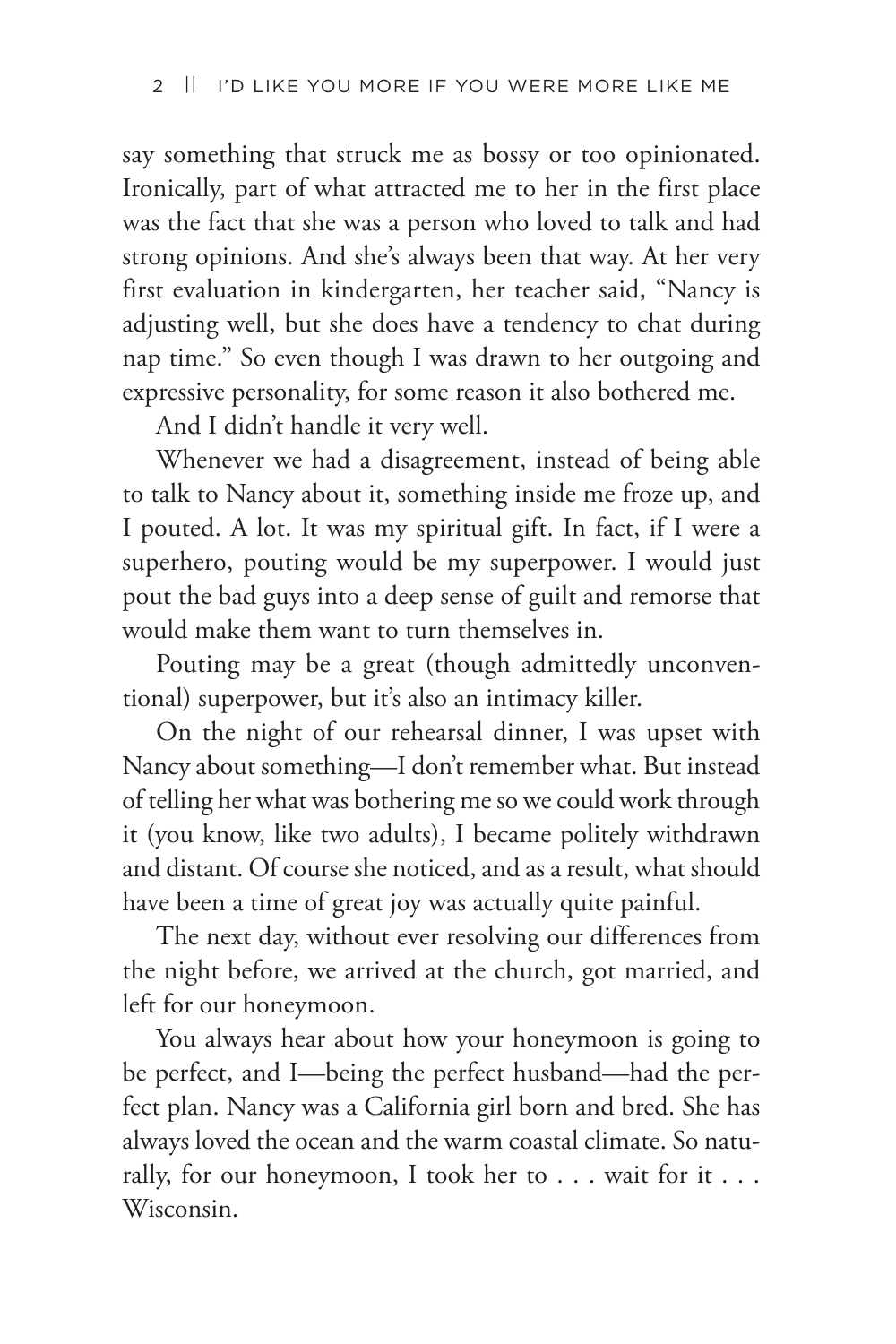say something that struck me as bossy or too opinionated. Ironically, part of what attracted me to her in the first place was the fact that she was a person who loved to talk and had strong opinions. And she's always been that way. At her very first evaluation in kindergarten, her teacher said, "Nancy is adjusting well, but she does have a tendency to chat during nap time." So even though I was drawn to her outgoing and expressive personality, for some reason it also bothered me.

And I didn't handle it very well.

Whenever we had a disagreement, instead of being able to talk to Nancy about it, something inside me froze up, and I pouted. A lot. It was my spiritual gift. In fact, if I were a superhero, pouting would be my superpower. I would just pout the bad guys into a deep sense of guilt and remorse that would make them want to turn themselves in.

Pouting may be a great (though admittedly unconventional) superpower, but it's also an intimacy killer.

On the night of our rehearsal dinner, I was upset with Nancy about something—I don't remember what. But instead of telling her what was bothering me so we could work through it (you know, like two adults), I became politely withdrawn and distant. Of course she noticed, and as a result, what should have been a time of great joy was actually quite painful.

The next day, without ever resolving our differences from the night before, we arrived at the church, got married, and left for our honeymoon.

You always hear about how your honeymoon is going to be perfect, and I—being the perfect husband—had the perfect plan. Nancy was a California girl born and bred. She has always loved the ocean and the warm coastal climate. So naturally, for our honeymoon, I took her to . . . wait for it . . . Wisconsin.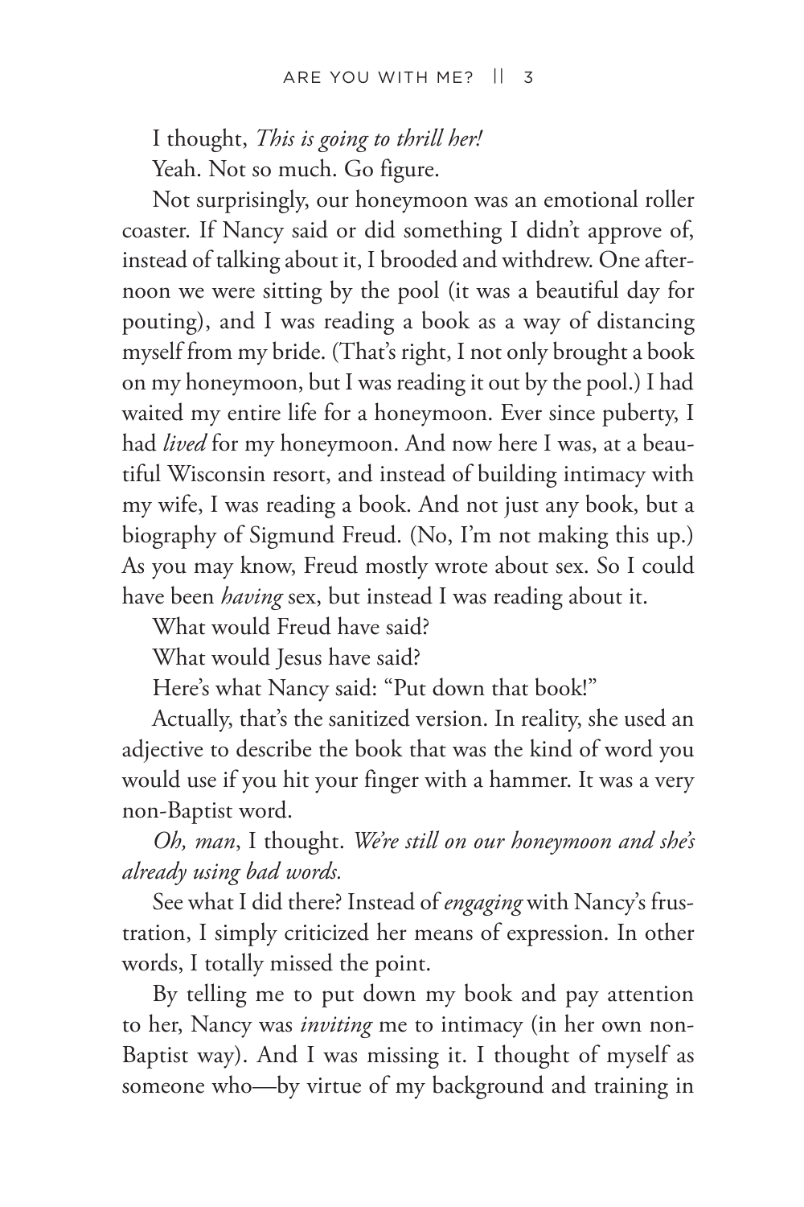I thought, *This is going to thrill her!*

Yeah. Not so much. Go figure.

Not surprisingly, our honeymoon was an emotional roller coaster. If Nancy said or did something I didn't approve of, instead of talking about it, I brooded and withdrew. One afternoon we were sitting by the pool (it was a beautiful day for pouting), and I was reading a book as a way of distancing myself from my bride. (That's right, I not only brought a book on my honeymoon, but I was reading it out by the pool.) I had waited my entire life for a honeymoon. Ever since puberty, I had *lived* for my honeymoon. And now here I was, at a beautiful Wisconsin resort, and instead of building intimacy with my wife, I was reading a book. And not just any book, but a biography of Sigmund Freud. (No, I'm not making this up.) As you may know, Freud mostly wrote about sex. So I could have been *having* sex, but instead I was reading about it.

What would Freud have said?

What would Jesus have said?

Here's what Nancy said: "Put down that book!"

Actually, that's the sanitized version. In reality, she used an adjective to describe the book that was the kind of word you would use if you hit your finger with a hammer. It was a very non-Baptist word.

*Oh, man*, I thought. *We're still on our honeymoon and she's already using bad words.*

See what I did there? Instead of *engaging* with Nancy's frustration, I simply criticized her means of expression. In other words, I totally missed the point.

By telling me to put down my book and pay attention to her, Nancy was *inviting* me to intimacy (in her own non-Baptist way). And I was missing it. I thought of myself as someone who—by virtue of my background and training in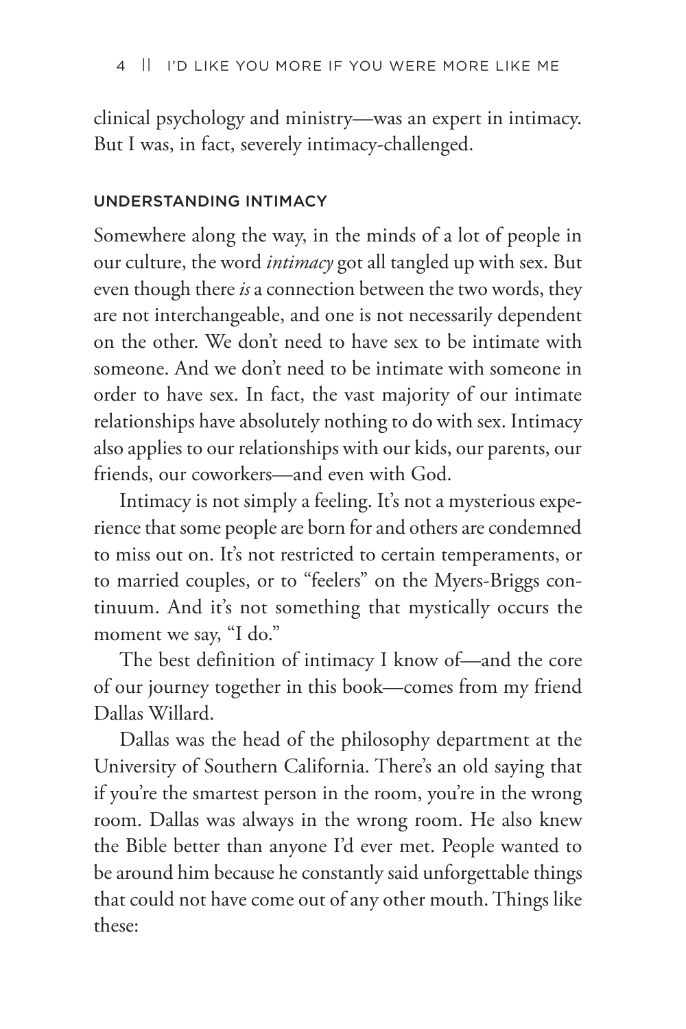clinical psychology and ministry—was an expert in intimacy. But I was, in fact, severely intimacy-challenged.

### UNDERSTANDING INTIMACY

Somewhere along the way, in the minds of a lot of people in our culture, the word *intimacy* got all tangled up with sex. But even though there *is* a connection between the two words, they are not interchangeable, and one is not necessarily dependent on the other. We don't need to have sex to be intimate with someone. And we don't need to be intimate with someone in order to have sex. In fact, the vast majority of our intimate relationships have absolutely nothing to do with sex. Intimacy also applies to our relationships with our kids, our parents, our friends, our coworkers—and even with God.

Intimacy is not simply a feeling. It's not a mysterious experience that some people are born for and others are condemned to miss out on. It's not restricted to certain temperaments, or to married couples, or to "feelers" on the Myers-Briggs continuum. And it's not something that mystically occurs the moment we say, "I do."

The best definition of intimacy I know of—and the core of our journey together in this book—comes from my friend Dallas Willard.

Dallas was the head of the philosophy department at the University of Southern California. There's an old saying that if you're the smartest person in the room, you're in the wrong room. Dallas was always in the wrong room. He also knew the Bible better than anyone I'd ever met. People wanted to be around him because he constantly said unforgettable things that could not have come out of any other mouth. Things like these: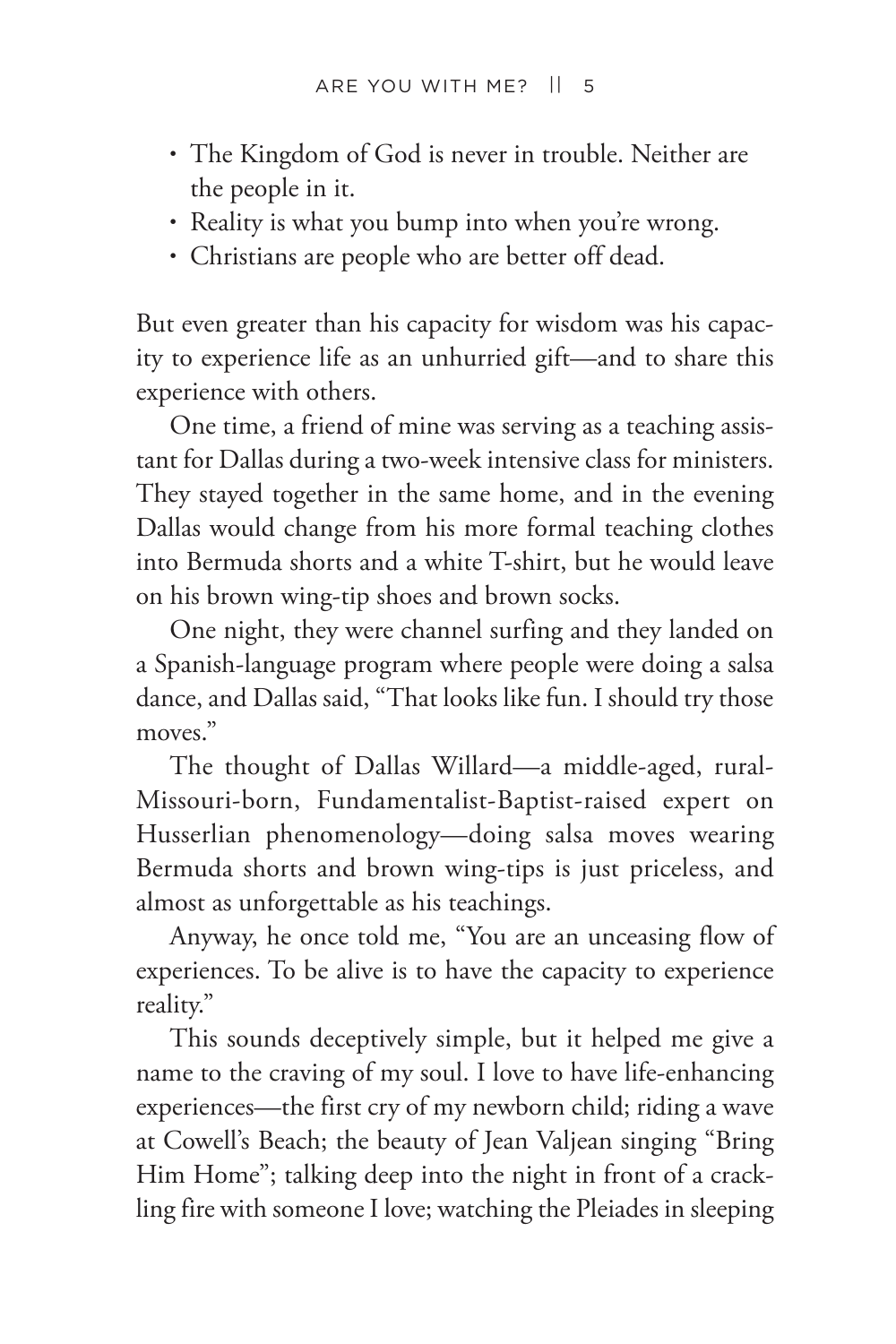- The Kingdom of God is never in trouble. Neither are the people in it.
- Reality is what you bump into when you're wrong.
- Christians are people who are better off dead.

But even greater than his capacity for wisdom was his capacity to experience life as an unhurried gift—and to share this experience with others.

One time, a friend of mine was serving as a teaching assistant for Dallas during a two-week intensive class for ministers. They stayed together in the same home, and in the evening Dallas would change from his more formal teaching clothes into Bermuda shorts and a white T-shirt, but he would leave on his brown wing-tip shoes and brown socks.

One night, they were channel surfing and they landed on a Spanish-language program where people were doing a salsa dance, and Dallas said, "That looks like fun. I should try those moves."

The thought of Dallas Willard—a middle-aged, rural-Missouri-born, Fundamentalist-Baptist-raised expert on Husserlian phenomenology—doing salsa moves wearing Bermuda shorts and brown wing-tips is just priceless, and almost as unforgettable as his teachings.

Anyway, he once told me, "You are an unceasing flow of experiences. To be alive is to have the capacity to experience reality."

This sounds deceptively simple, but it helped me give a name to the craving of my soul. I love to have life-enhancing experiences—the first cry of my newborn child; riding a wave at Cowell's Beach; the beauty of Jean Valjean singing "Bring Him Home"; talking deep into the night in front of a crackling fire with someone I love; watching the Pleiades in sleeping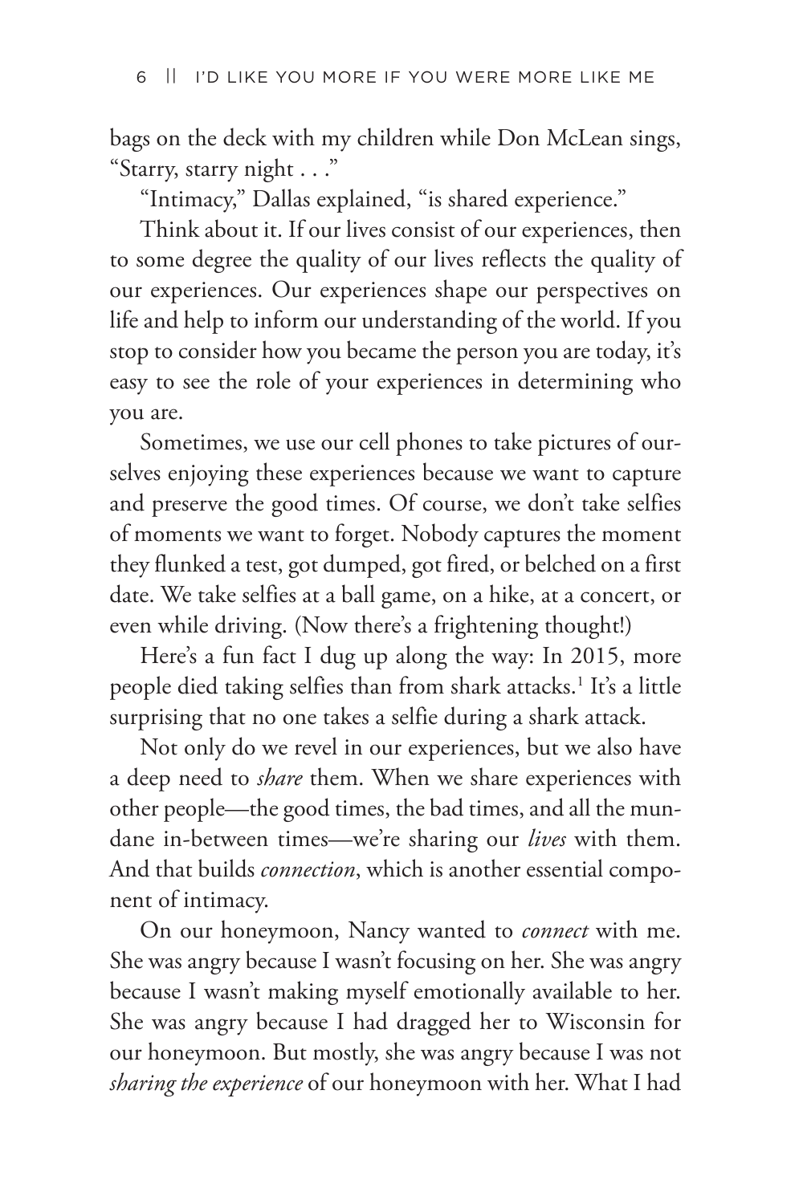bags on the deck with my children while Don McLean sings, "Starry, starry night . . ."

"Intimacy," Dallas explained, "is shared experience."

Think about it. If our lives consist of our experiences, then to some degree the quality of our lives reflects the quality of our experiences. Our experiences shape our perspectives on life and help to inform our understanding of the world. If you stop to consider how you became the person you are today, it's easy to see the role of your experiences in determining who you are.

Sometimes, we use our cell phones to take pictures of ourselves enjoying these experiences because we want to capture and preserve the good times. Of course, we don't take selfies of moments we want to forget. Nobody captures the moment they flunked a test, got dumped, got fired, or belched on a first date. We take selfies at a ball game, on a hike, at a concert, or even while driving. (Now there's a frightening thought!)

Here's a fun fact I dug up along the way: In 2015, more people died taking selfies than from shark attacks.[1] It's a little surprising that no one takes a selfie during a shark attack.

Not only do we revel in our experiences, but we also have a deep need to *share* them. When we share experiences with other people—the good times, the bad times, and all the mundane in-between times—we're sharing our *lives* with them. And that builds *connection*, which is another essential component of intimacy.

On our honeymoon, Nancy wanted to *connect* with me. She was angry because I wasn't focusing on her. She was angry because I wasn't making myself emotionally available to her. She was angry because I had dragged her to Wisconsin for our honeymoon. But mostly, she was angry because I was not *sharing the experience* of our honeymoon with her. What I had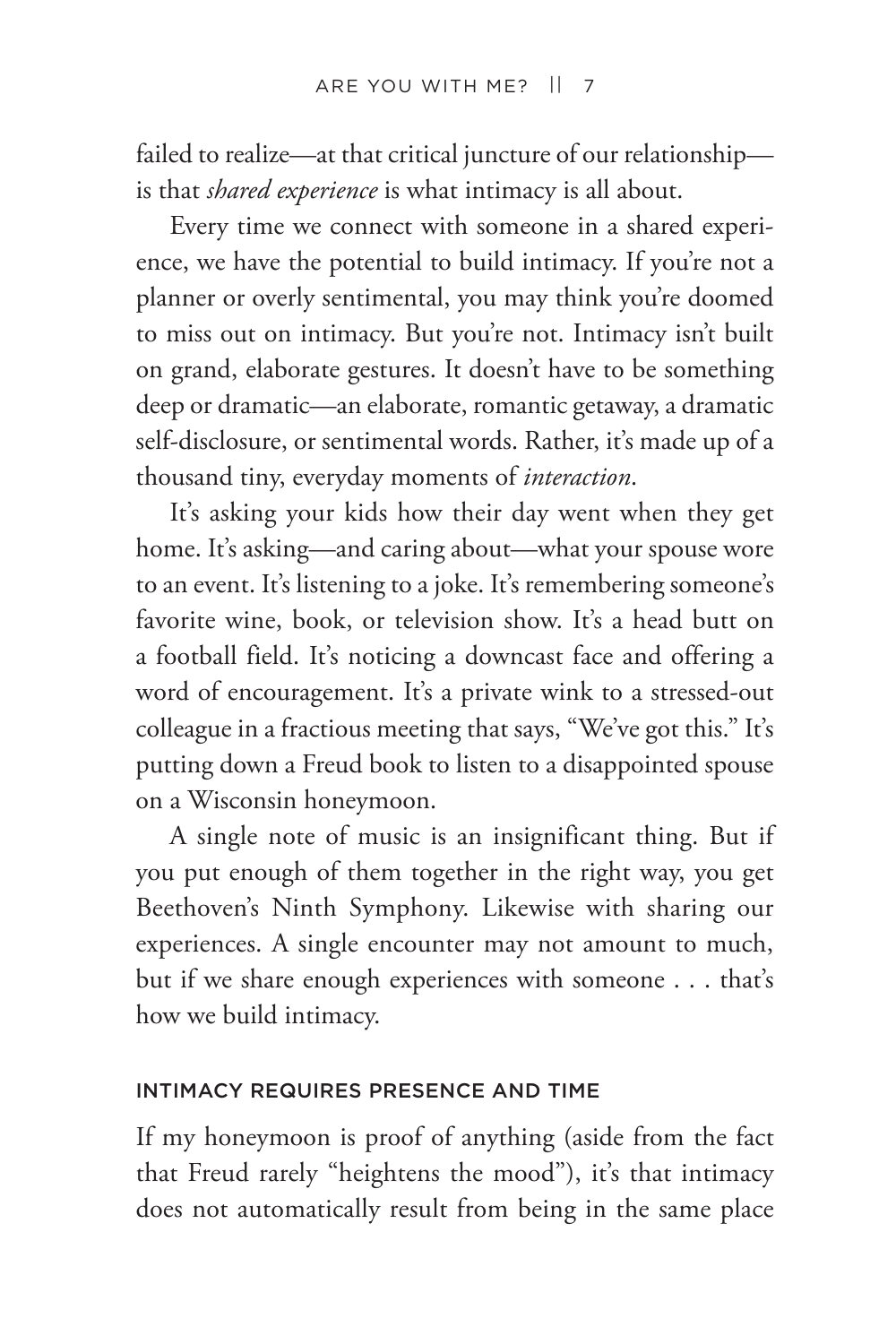failed to realize—at that critical juncture of our relationship—is that *shared experience* is what intimacy is all about.

Every time we connect with someone in a shared experience, we have the potential to build intimacy. If you're not a planner or overly sentimental, you may think you're doomed to miss out on intimacy. But you're not. Intimacy isn't built on grand, elaborate gestures. It doesn't have to be something deep or dramatic—an elaborate, romantic getaway, a dramatic self-disclosure, or sentimental words. Rather, it's made up of a thousand tiny, everyday moments of *interaction*.

It's asking your kids how their day went when they get home. It's asking—and caring about—what your spouse wore to an event. It's listening to a joke. It's remembering someone's favorite wine, book, or television show. It's a head butt on a football field. It's noticing a downcast face and offering a word of encouragement. It's a private wink to a stressed-out colleague in a fractious meeting that says, "We've got this." It's putting down a Freud book to listen to a disappointed spouse on a Wisconsin honeymoon.

A single note of music is an insignificant thing. But if you put enough of them together in the right way, you get Beethoven's Ninth Symphony. Likewise with sharing our experiences. A single encounter may not amount to much, but if we share enough experiences with someone . . . that's how we build intimacy.

## INTIMACY REQUIRES PRESENCE AND TIME

If my honeymoon is proof of anything (aside from the fact that Freud rarely "heightens the mood"), it's that intimacy does not automatically result from being in the same place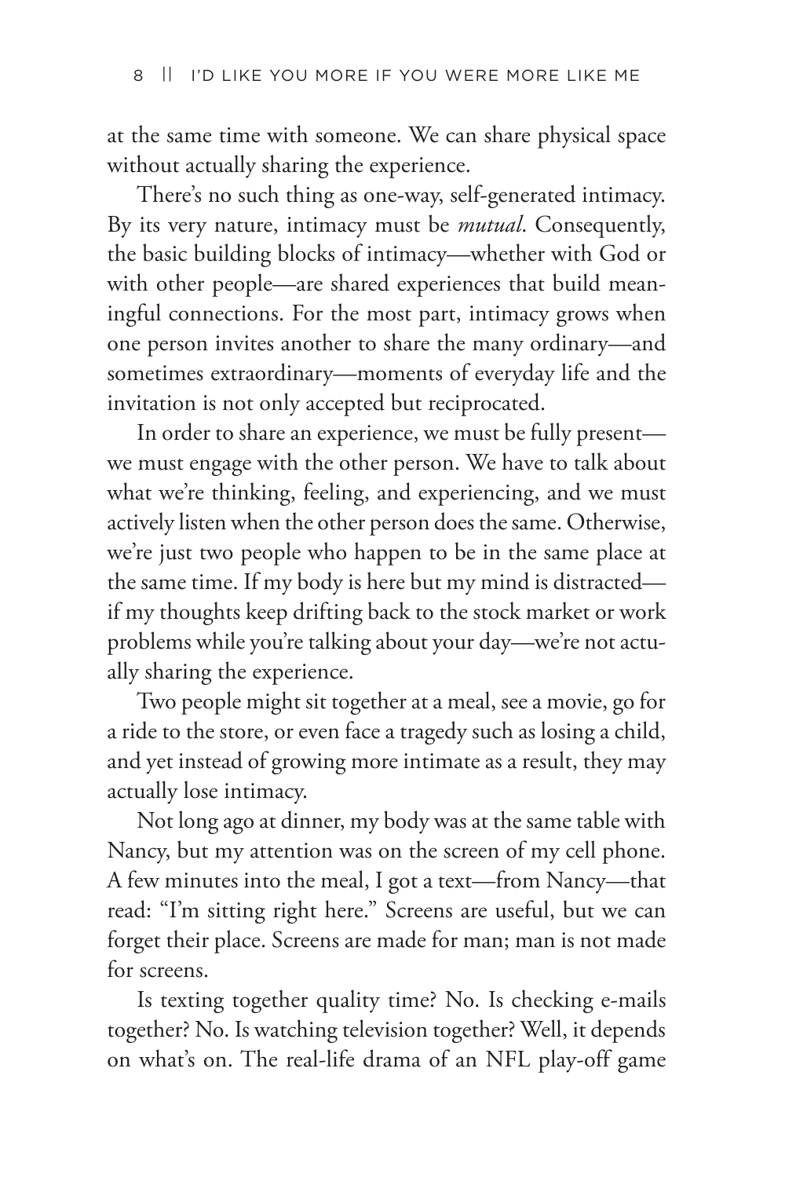at the same time with someone. We can share physical space without actually sharing the experience.

There's no such thing as one-way, self-generated intimacy. By its very nature, intimacy must be *mutual*. Consequently, the basic building blocks of intimacy—whether with God or with other people—are shared experiences that build meaningful connections. For the most part, intimacy grows when one person invites another to share the many ordinary—and sometimes extraordinary—moments of everyday life and the invitation is not only accepted but reciprocated.

In order to share an experience, we must be fully present—we must engage with the other person. We have to talk about what we're thinking, feeling, and experiencing, and we must actively listen when the other person does the same. Otherwise, we're just two people who happen to be in the same place at the same time. If my body is here but my mind is distracted—if my thoughts keep drifting back to the stock market or work problems while you're talking about your day—we're not actually sharing the experience.

Two people might sit together at a meal, see a movie, go for a ride to the store, or even face a tragedy such as losing a child, and yet instead of growing more intimate as a result, they may actually lose intimacy.

Not long ago at dinner, my body was at the same table with Nancy, but my attention was on the screen of my cell phone. A few minutes into the meal, I got a text—from Nancy—that read: "I'm sitting right here." Screens are useful, but we can forget their place. Screens are made for man; man is not made for screens.

Is texting together quality time? No. Is checking e-mails together? No. Is watching television together? Well, it depends on what's on. The real-life drama of an NFL play-off game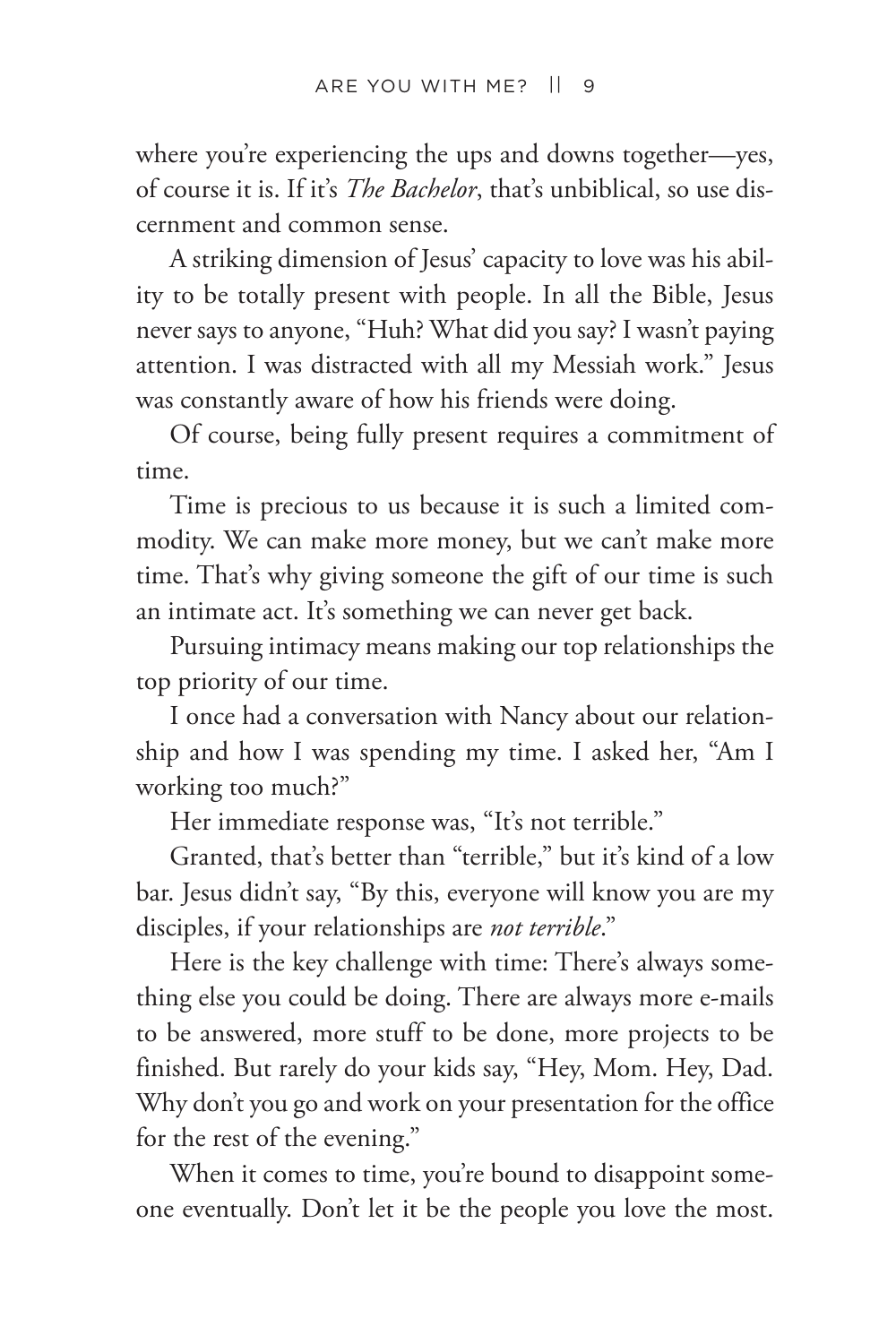where you're experiencing the ups and downs together—yes, of course it is. If it's *The Bachelor*, that's unbiblical, so use discernment and common sense.

A striking dimension of Jesus' capacity to love was his ability to be totally present with people. In all the Bible, Jesus never says to anyone, "Huh? What did you say? I wasn't paying attention. I was distracted with all my Messiah work." Jesus was constantly aware of how his friends were doing.

Of course, being fully present requires a commitment of time.

Time is precious to us because it is such a limited commodity. We can make more money, but we can't make more time. That's why giving someone the gift of our time is such an intimate act. It's something we can never get back.

Pursuing intimacy means making our top relationships the top priority of our time.

I once had a conversation with Nancy about our relationship and how I was spending my time. I asked her, "Am I working too much?"

Her immediate response was, "It's not terrible."

Granted, that's better than "terrible," but it's kind of a low bar. Jesus didn't say, "By this, everyone will know you are my disciples, if your relationships are *not terrible*."

Here is the key challenge with time: There's always something else you could be doing. There are always more e-mails to be answered, more stuff to be done, more projects to be finished. But rarely do your kids say, "Hey, Mom. Hey, Dad. Why don't you go and work on your presentation for the office for the rest of the evening."

When it comes to time, you're bound to disappoint someone eventually. Don't let it be the people you love the most.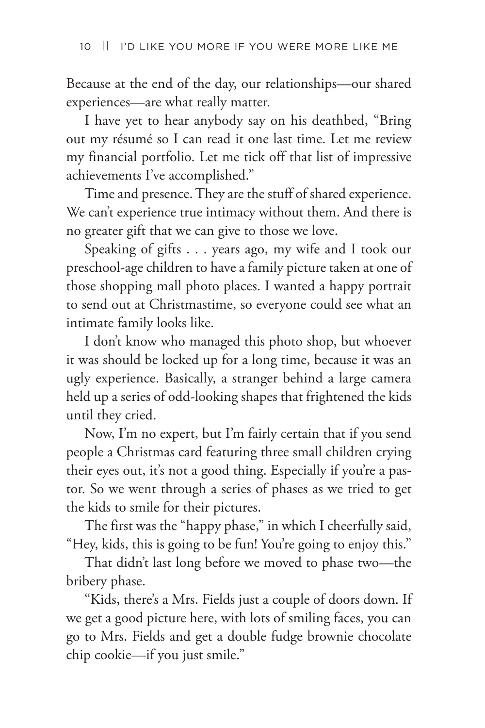Because at the end of the day, our relationships—our shared experiences—are what really matter.

I have yet to hear anybody say on his deathbed, "Bring out my résumé so I can read it one last time. Let me review my financial portfolio. Let me tick off that list of impressive achievements I've accomplished."

Time and presence. They are the stuff of shared experience. We can't experience true intimacy without them. And there is no greater gift that we can give to those we love.

Speaking of gifts . . . years ago, my wife and I took our preschool-age children to have a family picture taken at one of those shopping mall photo places. I wanted a happy portrait to send out at Christmastime, so everyone could see what an intimate family looks like.

I don't know who managed this photo shop, but whoever it was should be locked up for a long time, because it was an ugly experience. Basically, a stranger behind a large camera held up a series of odd-looking shapes that frightened the kids until they cried.

Now, I'm no expert, but I'm fairly certain that if you send people a Christmas card featuring three small children crying their eyes out, it's not a good thing. Especially if you're a pastor. So we went through a series of phases as we tried to get the kids to smile for their pictures.

The first was the "happy phase," in which I cheerfully said, "Hey, kids, this is going to be fun! You're going to enjoy this."

That didn't last long before we moved to phase two—the bribery phase.

"Kids, there's a Mrs. Fields just a couple of doors down. If we get a good picture here, with lots of smiling faces, you can go to Mrs. Fields and get a double fudge brownie chocolate chip cookie—if you just smile."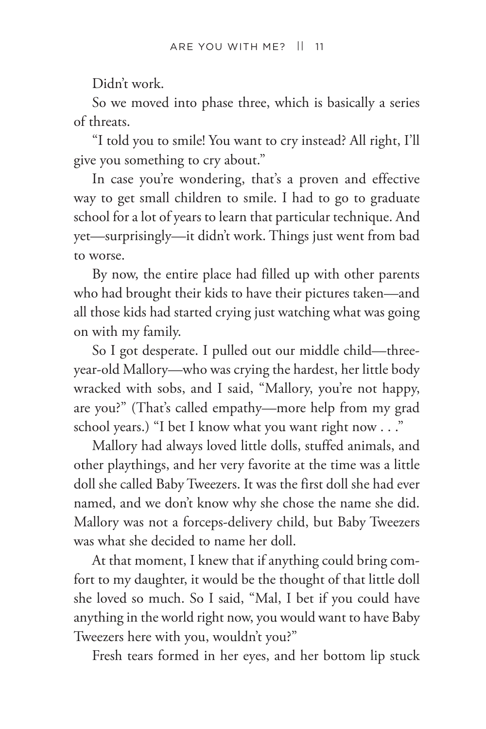Didn't work.

So we moved into phase three, which is basically a series of threats.

"I told you to smile! You want to cry instead? All right, I'll give you something to cry about."

In case you're wondering, that's a proven and effective way to get small children to smile. I had to go to graduate school for a lot of years to learn that particular technique. And yet—surprisingly—it didn't work. Things just went from bad to worse.

By now, the entire place had filled up with other parents who had brought their kids to have their pictures taken—and all those kids had started crying just watching what was going on with my family.

So I got desperate. I pulled out our middle child—three-year-old Mallory—who was crying the hardest, her little body wracked with sobs, and I said, "Mallory, you're not happy, are you?" (That's called empathy—more help from my grad school years.) "I bet I know what you want right now . . ."

Mallory had always loved little dolls, stuffed animals, and other playthings, and her very favorite at the time was a little doll she called Baby Tweezers. It was the first doll she had ever named, and we don't know why she chose the name she did. Mallory was not a forceps-delivery child, but Baby Tweezers was what she decided to name her doll.

At that moment, I knew that if anything could bring comfort to my daughter, it would be the thought of that little doll she loved so much. So I said, "Mal, I bet if you could have anything in the world right now, you would want to have Baby Tweezers here with you, wouldn't you?"

Fresh tears formed in her eyes, and her bottom lip stuck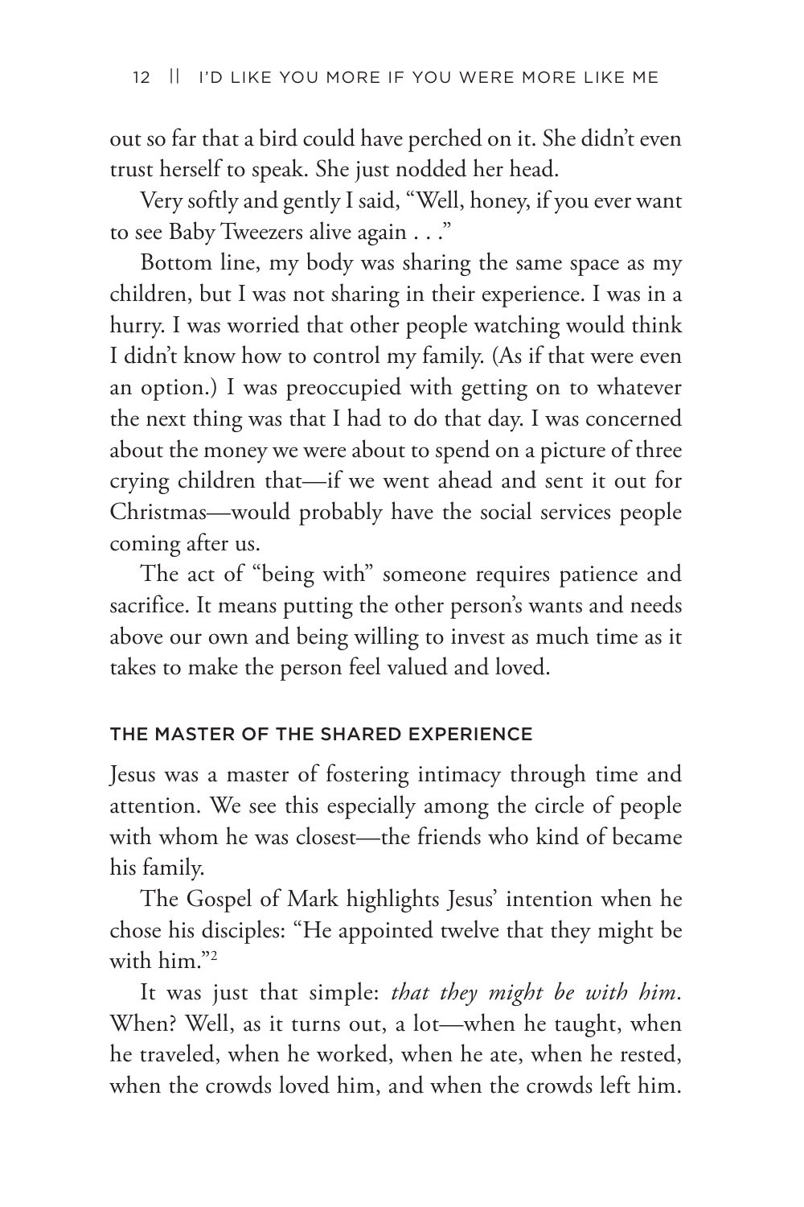out so far that a bird could have perched on it. She didn't even trust herself to speak. She just nodded her head.

Very softly and gently I said, "Well, honey, if you ever want to see Baby Tweezers alive again . . ."

Bottom line, my body was sharing the same space as my children, but I was not sharing in their experience. I was in a hurry. I was worried that other people watching would think I didn't know how to control my family. (As if that were even an option.) I was preoccupied with getting on to whatever the next thing was that I had to do that day. I was concerned about the money we were about to spend on a picture of three crying children that—if we went ahead and sent it out for Christmas—would probably have the social services people coming after us.

The act of "being with" someone requires patience and sacrifice. It means putting the other person's wants and needs above our own and being willing to invest as much time as it takes to make the person feel valued and loved.

### THE MASTER OF THE SHARED EXPERIENCE

Jesus was a master of fostering intimacy through time and attention. We see this especially among the circle of people with whom he was closest—the friends who kind of became his family.

The Gospel of Mark highlights Jesus' intention when he chose his disciples: "He appointed twelve that they might be with him."[2]

It was just that simple: *that they might be with him*. When? Well, as it turns out, a lot—when he taught, when he traveled, when he worked, when he ate, when he rested, when the crowds loved him, and when the crowds left him.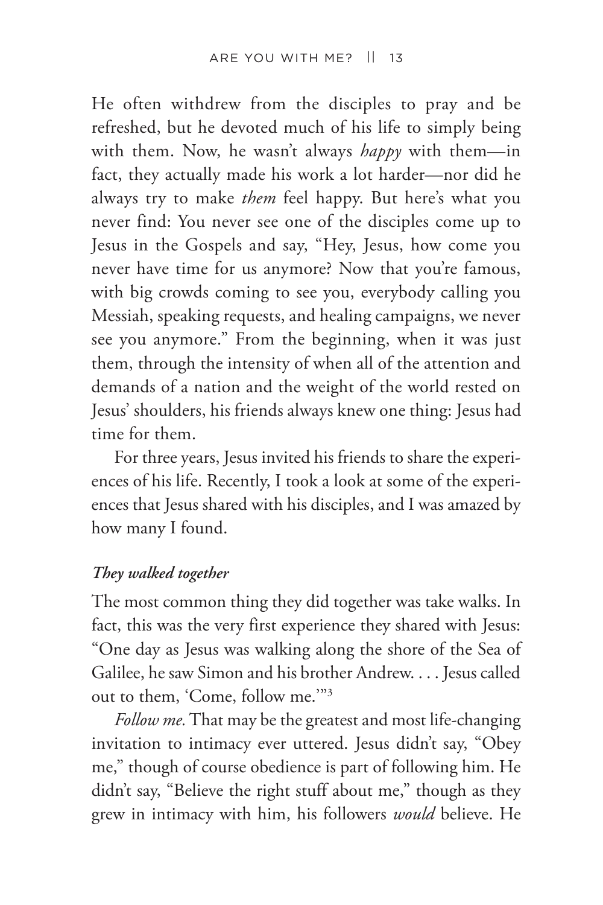He often withdrew from the disciples to pray and be refreshed, but he devoted much of his life to simply being with them. Now, he wasn't always *happy* with them—in fact, they actually made his work a lot harder—nor did he always try to make *them* feel happy. But here's what you never find: You never see one of the disciples come up to Jesus in the Gospels and say, "Hey, Jesus, how come you never have time for us anymore? Now that you're famous, with big crowds coming to see you, everybody calling you Messiah, speaking requests, and healing campaigns, we never see you anymore." From the beginning, when it was just them, through the intensity of when all of the attention and demands of a nation and the weight of the world rested on Jesus' shoulders, his friends always knew one thing: Jesus had time for them.

For three years, Jesus invited his friends to share the experiences of his life. Recently, I took a look at some of the experiences that Jesus shared with his disciples, and I was amazed by how many I found.

***They walked together***

The most common thing they did together was take walks. In fact, this was the very first experience they shared with Jesus: "One day as Jesus was walking along the shore of the Sea of Galilee, he saw Simon and his brother Andrew. . . . Jesus called out to them, 'Come, follow me.'"[3]

*Follow me.* That may be the greatest and most life-changing invitation to intimacy ever uttered. Jesus didn't say, "Obey me," though of course obedience is part of following him. He didn't say, "Believe the right stuff about me," though as they grew in intimacy with him, his followers *would* believe. He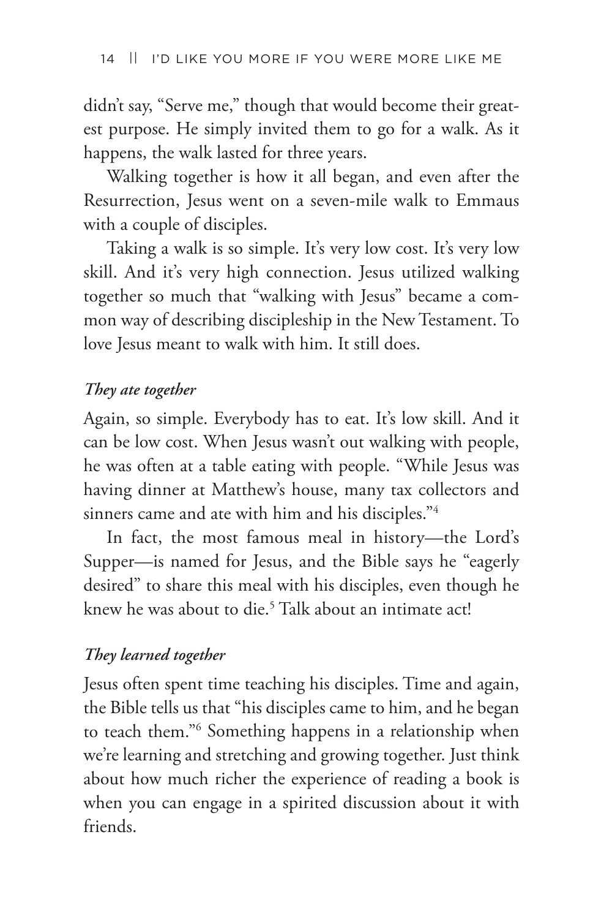didn't say, "Serve me," though that would become their greatest purpose. He simply invited them to go for a walk. As it happens, the walk lasted for three years.

Walking together is how it all began, and even after the Resurrection, Jesus went on a seven-mile walk to Emmaus with a couple of disciples.

Taking a walk is so simple. It's very low cost. It's very low skill. And it's very high connection. Jesus utilized walking together so much that "walking with Jesus" became a common way of describing discipleship in the New Testament. To love Jesus meant to walk with him. It still does.

### *They ate together*

Again, so simple. Everybody has to eat. It's low skill. And it can be low cost. When Jesus wasn't out walking with people, he was often at a table eating with people. "While Jesus was having dinner at Matthew's house, many tax collectors and sinners came and ate with him and his disciples."[4]

In fact, the most famous meal in history—the Lord's Supper—is named for Jesus, and the Bible says he "eagerly desired" to share this meal with his disciples, even though he knew he was about to die.[5] Talk about an intimate act!

### *They learned together*

Jesus often spent time teaching his disciples. Time and again, the Bible tells us that "his disciples came to him, and he began to teach them."[6] Something happens in a relationship when we're learning and stretching and growing together. Just think about how much richer the experience of reading a book is when you can engage in a spirited discussion about it with friends.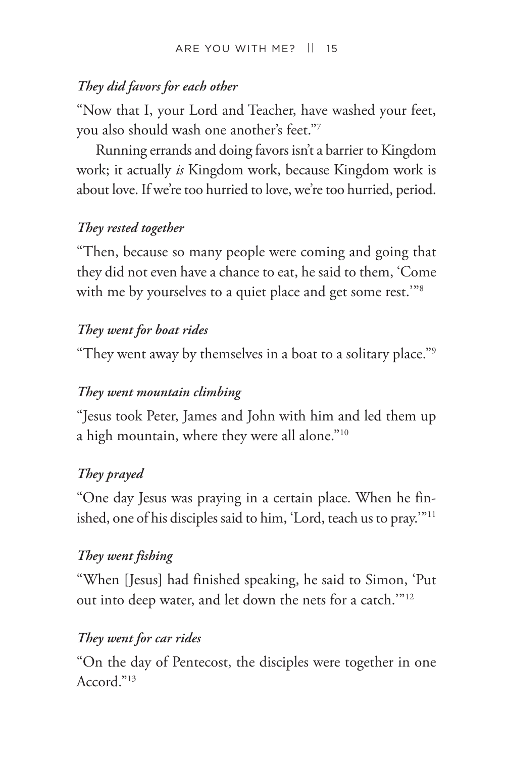*They did favors for each other*

"Now that I, your Lord and Teacher, have washed your feet, you also should wash one another's feet."[7]

Running errands and doing favors isn't a barrier to Kingdom work; it actually *is* Kingdom work, because Kingdom work is about love. If we're too hurried to love, we're too hurried, period.

*They rested together*

"Then, because so many people were coming and going that they did not even have a chance to eat, he said to them, 'Come with me by yourselves to a quiet place and get some rest.'"[8]

*They went for boat rides*

"They went away by themselves in a boat to a solitary place."[9]

*They went mountain climbing*

"Jesus took Peter, James and John with him and led them up a high mountain, where they were all alone."[10]

*They prayed*

"One day Jesus was praying in a certain place. When he finished, one of his disciples said to him, 'Lord, teach us to pray.'"[11]

*They went fishing*

"When [Jesus] had finished speaking, he said to Simon, 'Put out into deep water, and let down the nets for a catch.'"[12]

*They went for car rides*

"On the day of Pentecost, the disciples were together in one Accord."[13]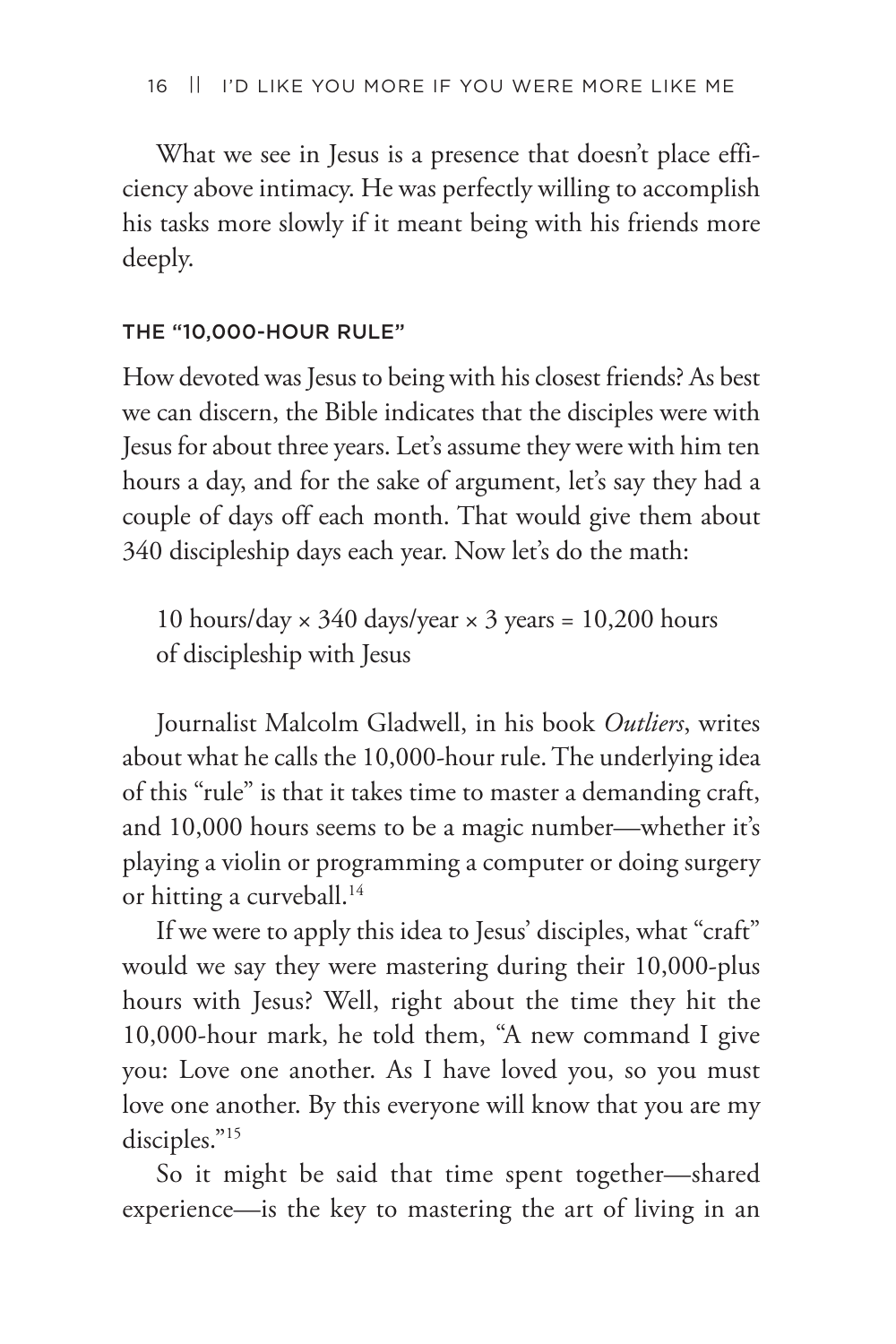What we see in Jesus is a presence that doesn't place efficiency above intimacy. He was perfectly willing to accomplish his tasks more slowly if it meant being with his friends more deeply.

## THE "10,000-HOUR RULE"

How devoted was Jesus to being with his closest friends? As best we can discern, the Bible indicates that the disciples were with Jesus for about three years. Let's assume they were with him ten hours a day, and for the sake of argument, let's say they had a couple of days off each month. That would give them about 340 discipleship days each year. Now let's do the math:

> 10 hours/day × 340 days/year × 3 years = 10,200 hours of discipleship with Jesus

Journalist Malcolm Gladwell, in his book *Outliers*, writes about what he calls the 10,000-hour rule. The underlying idea of this "rule" is that it takes time to master a demanding craft, and 10,000 hours seems to be a magic number—whether it's playing a violin or programming a computer or doing surgery or hitting a curveball.[14]

If we were to apply this idea to Jesus' disciples, what "craft" would we say they were mastering during their 10,000-plus hours with Jesus? Well, right about the time they hit the 10,000-hour mark, he told them, "A new command I give you: Love one another. As I have loved you, so you must love one another. By this everyone will know that you are my disciples."[15]

So it might be said that time spent together—shared experience—is the key to mastering the art of living in an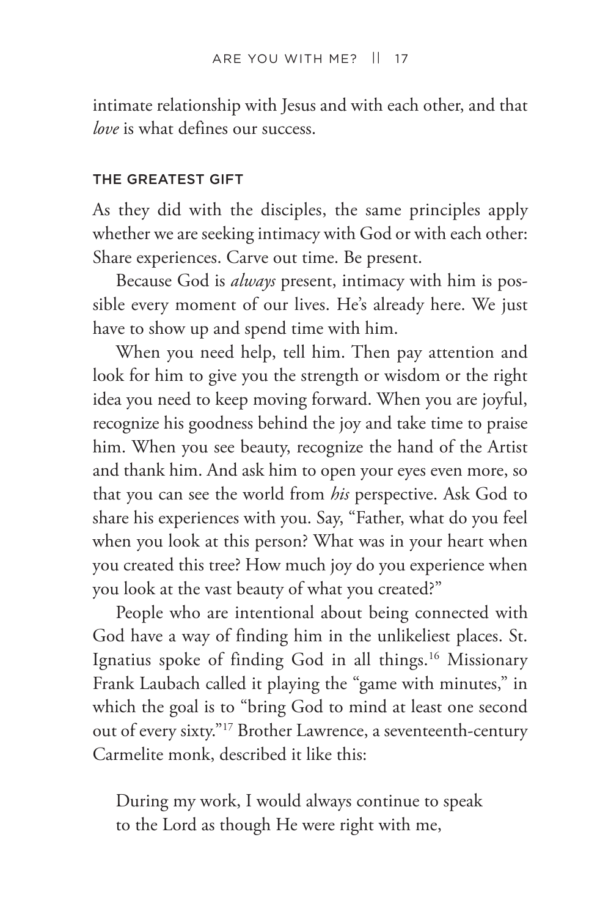intimate relationship with Jesus and with each other, and that *love* is what defines our success.

## THE GREATEST GIFT

As they did with the disciples, the same principles apply whether we are seeking intimacy with God or with each other: Share experiences. Carve out time. Be present.

Because God is *always* present, intimacy with him is possible every moment of our lives. He's already here. We just have to show up and spend time with him.

When you need help, tell him. Then pay attention and look for him to give you the strength or wisdom or the right idea you need to keep moving forward. When you are joyful, recognize his goodness behind the joy and take time to praise him. When you see beauty, recognize the hand of the Artist and thank him. And ask him to open your eyes even more, so that you can see the world from *his* perspective. Ask God to share his experiences with you. Say, "Father, what do you feel when you look at this person? What was in your heart when you created this tree? How much joy do you experience when you look at the vast beauty of what you created?"

People who are intentional about being connected with God have a way of finding him in the unlikeliest places. St. Ignatius spoke of finding God in all things.[16] Missionary Frank Laubach called it playing the "game with minutes," in which the goal is to "bring God to mind at least one second out of every sixty."[17] Brother Lawrence, a seventeenth-century Carmelite monk, described it like this:

> During my work, I would always continue to speak
> to the Lord as though He were right with me,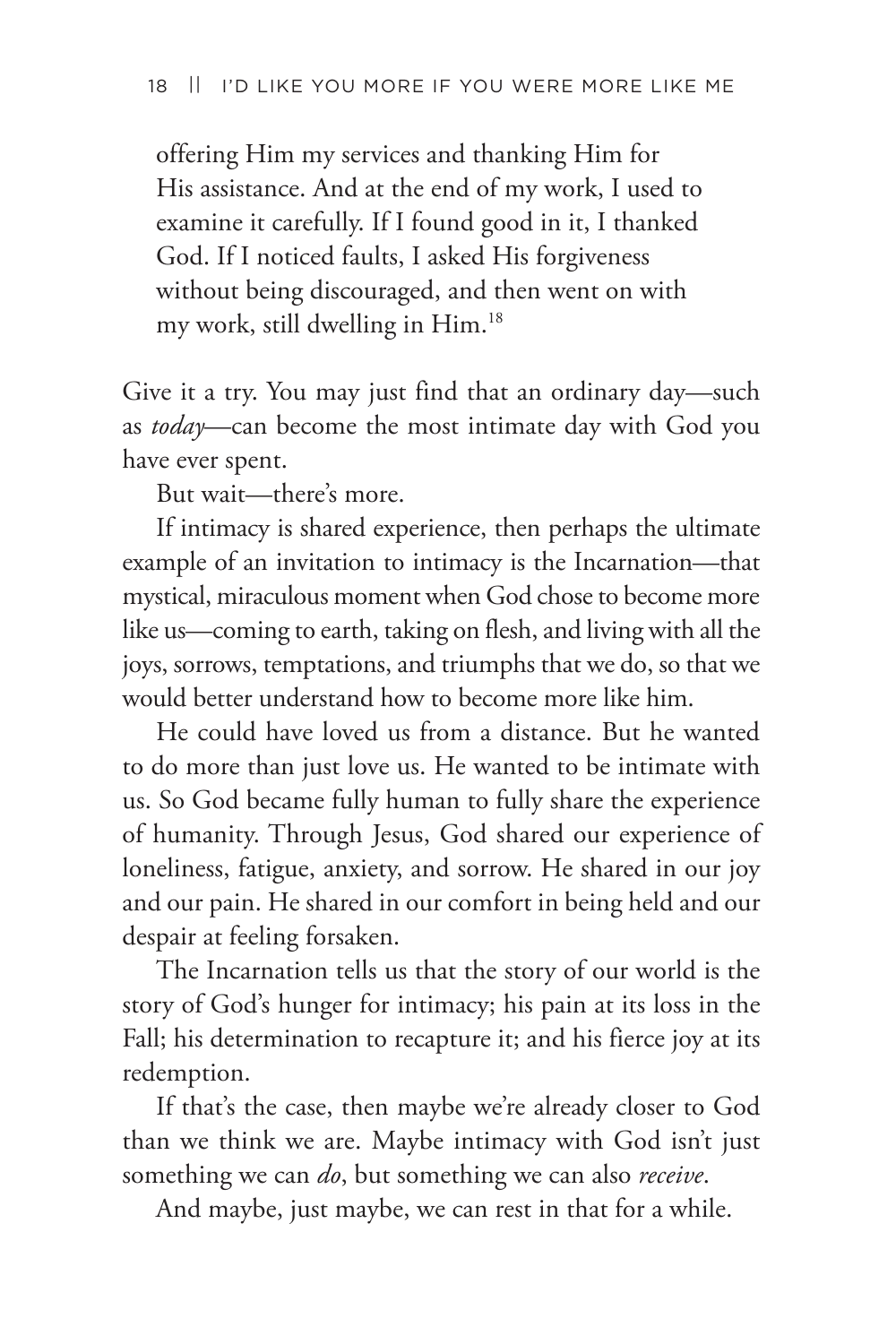> offering Him my services and thanking Him for His assistance. And at the end of my work, I used to examine it carefully. If I found good in it, I thanked God. If I noticed faults, I asked His forgiveness without being discouraged, and then went on with my work, still dwelling in Him.[18]

Give it a try. You may just find that an ordinary day—such as *today*—can become the most intimate day with God you have ever spent.

But wait—there's more.

If intimacy is shared experience, then perhaps the ultimate example of an invitation to intimacy is the Incarnation—that mystical, miraculous moment when God chose to become more like us—coming to earth, taking on flesh, and living with all the joys, sorrows, temptations, and triumphs that we do, so that we would better understand how to become more like him.

He could have loved us from a distance. But he wanted to do more than just love us. He wanted to be intimate with us. So God became fully human to fully share the experience of humanity. Through Jesus, God shared our experience of loneliness, fatigue, anxiety, and sorrow. He shared in our joy and our pain. He shared in our comfort in being held and our despair at feeling forsaken.

The Incarnation tells us that the story of our world is the story of God's hunger for intimacy; his pain at its loss in the Fall; his determination to recapture it; and his fierce joy at its redemption.

If that's the case, then maybe we're already closer to God than we think we are. Maybe intimacy with God isn't just something we can *do*, but something we can also *receive*.

And maybe, just maybe, we can rest in that for a while.